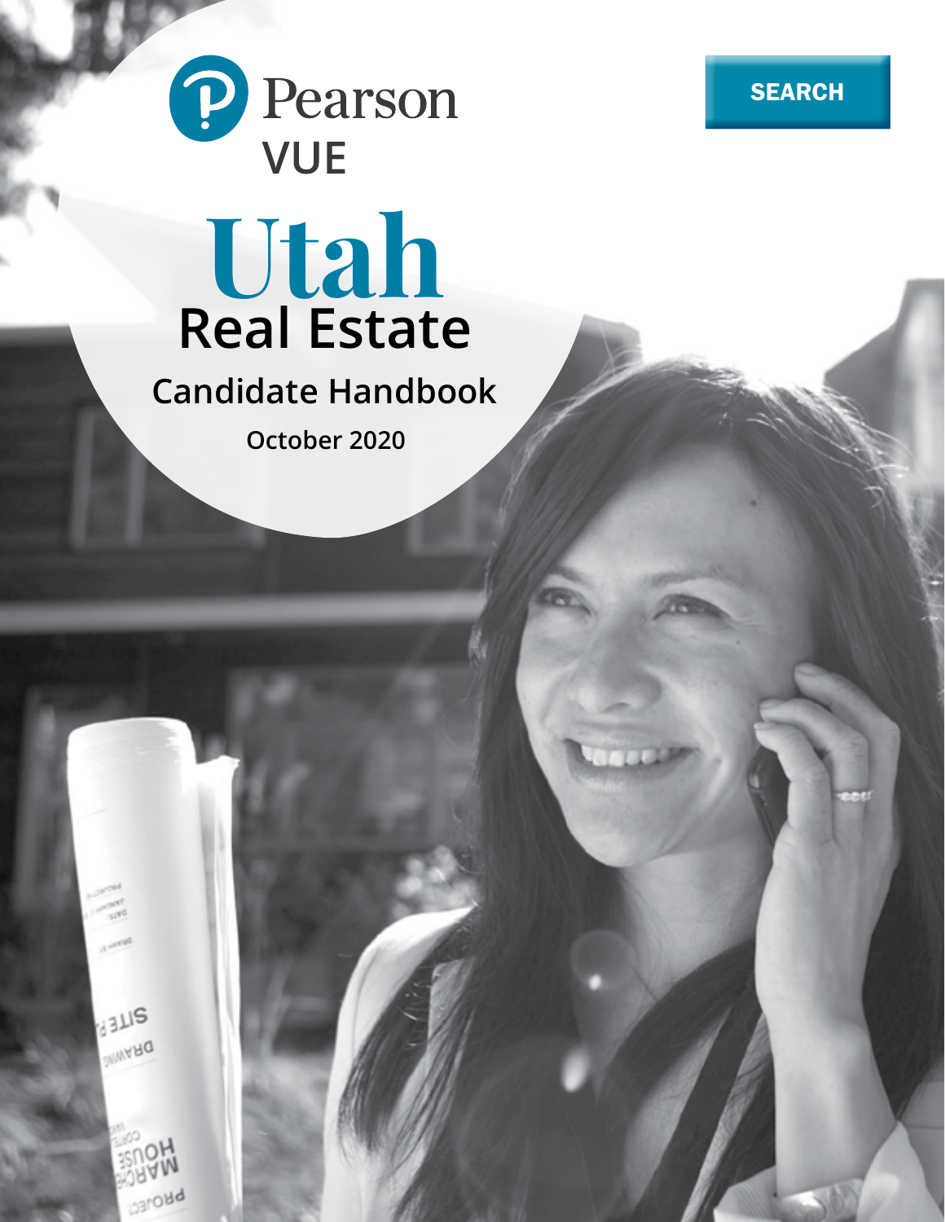Pearson VUE

SEARCH

# Utah Real Estate

## Candidate Handbook

**October 2020**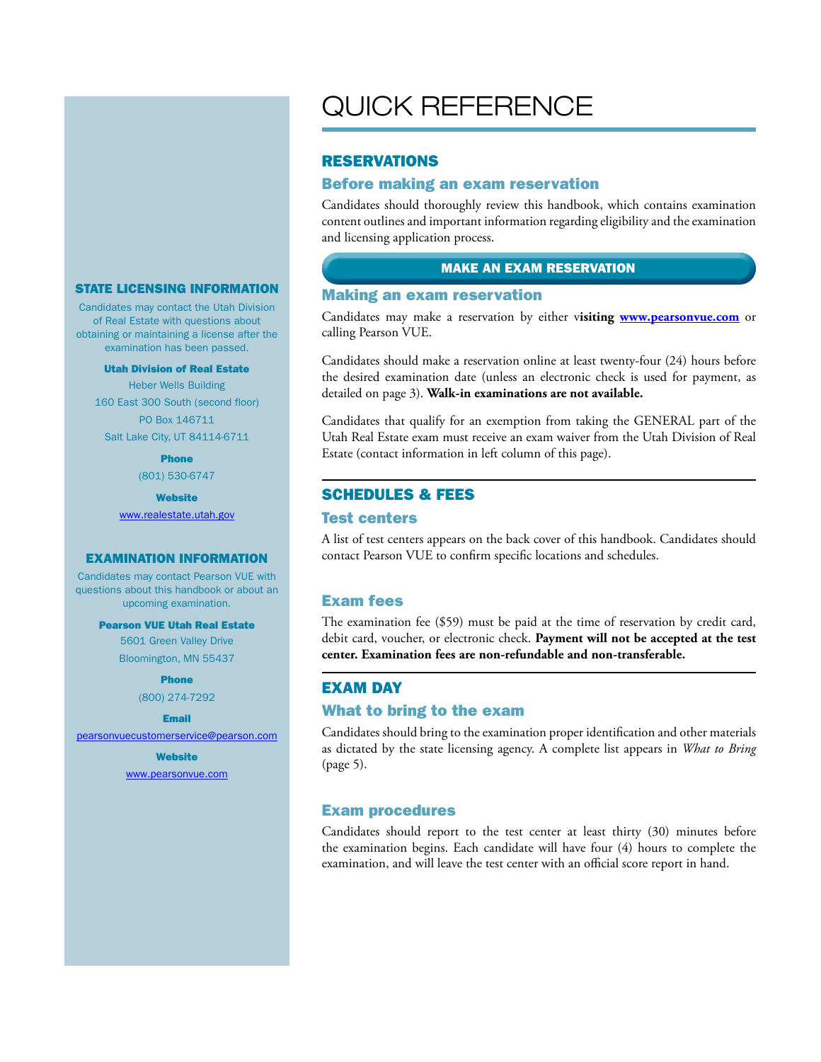# QUICK REFERENCE

## RESERVATIONS

### Before making an exam reservation

Candidates should thoroughly review this handbook, which contains examination content outlines and important information regarding eligibility and the examination and licensing application process.

**MAKE AN EXAM RESERVATION**

### Making an exam reservation

Candidates may make a reservation by either v**isiting [www.pearsonvue.com](http://www.pearsonvue.com)** or calling Pearson VUE.

Candidates should make a reservation online at least twenty-four (24) hours before the desired examination date (unless an electronic check is used for payment, as detailed on page 3). **Walk-in examinations are not available.**

Candidates that qualify for an exemption from taking the GENERAL part of the Utah Real Estate exam must receive an exam waiver from the Utah Division of Real Estate (contact information in left column of this page).

## SCHEDULES & FEES

### Test centers

A list of test centers appears on the back cover of this handbook. Candidates should contact Pearson VUE to confirm specific locations and schedules.

### Exam fees

The examination fee ($59) must be paid at the time of reservation by credit card, debit card, voucher, or electronic check. **Payment will not be accepted at the test center. Examination fees are non-refundable and non-transferable.**

## EXAM DAY

### What to bring to the exam

Candidates should bring to the examination proper identification and other materials as dictated by the state licensing agency. A complete list appears in *What to Bring* (page 5).

### Exam procedures

Candidates should report to the test center at least thirty (30) minutes before the examination begins. Each candidate will have four (4) hours to complete the examination, and will leave the test center with an official score report in hand.

## STATE LICENSING INFORMATION

Candidates may contact the Utah Division of Real Estate with questions about obtaining or maintaining a license after the examination has been passed.

**Utah Division of Real Estate**
Heber Wells Building
160 East 300 South (second floor)
PO Box 146711
Salt Lake City, UT 84114-6711

**Phone**
(801) 530-6747

**Website**
[www.realestate.utah.gov](http://www.realestate.utah.gov)

## EXAMINATION INFORMATION

Candidates may contact Pearson VUE with questions about this handbook or about an upcoming examination.

**Pearson VUE Utah Real Estate**
5601 Green Valley Drive
Bloomington, MN 55437

**Phone**
(800) 274-7292

**Email**
[pearsonvuecustomerservice@pearson.com](mailto:pearsonvuecustomerservice@pearson.com)

**Website**
[www.pearsonvue.com](http://www.pearsonvue.com)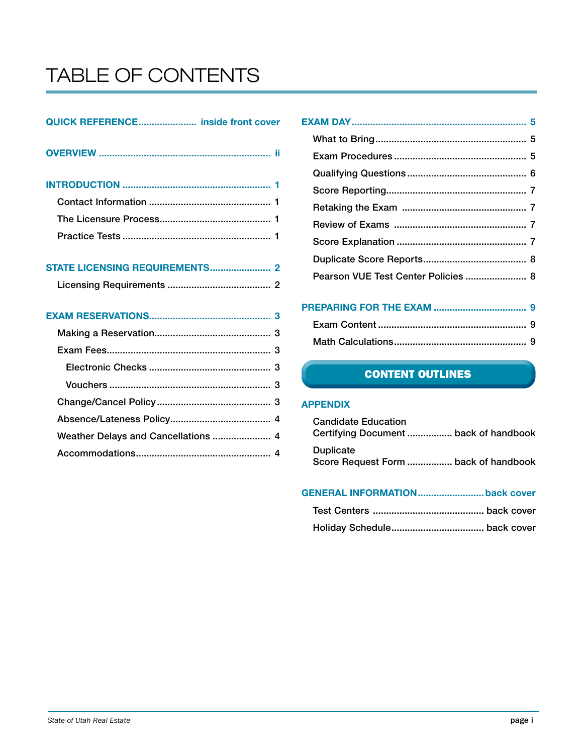# TABLE OF CONTENTS

**QUICK REFERENCE** ...................... inside front cover

**OVERVIEW** ...................................................... ii

**INTRODUCTION** ............................................... 1

- Contact Information ............................................. 1
- The Licensure Process.......................................... 1
- Practice Tests ....................................................... 1

**STATE LICENSING REQUIREMENTS** ...................... 2

- Licensing Requirements ....................................... 2

**EXAM RESERVATIONS** ............................................ 3

- Making a Reservation ............................................ 3
- Exam Fees ............................................................. 3
  - Electronic Checks ............................................. 3
  - Vouchers ........................................................... 3
- Change/Cancel Policy ........................................... 3
- Absence/Lateness Policy ....................................... 4
- Weather Delays and Cancellations ....................... 4
- Accommodations ................................................... 4

**EXAM DAY** ............................................................ 5

- What to Bring ........................................................ 5
- Exam Procedures .................................................. 5
- Qualifying Questions ............................................ 6
- Score Reporting ..................................................... 7
- Retaking the Exam ................................................ 7
- Review of Exams ................................................... 7
- Score Explanation ................................................. 7
- Duplicate Score Reports ....................................... 8
- Pearson VUE Test Center Policies ......................... 8

**PREPARING FOR THE EXAM** .................................. 9

- Exam Content ........................................................ 9
- Math Calculations .................................................. 9

**CONTENT OUTLINES**

**APPENDIX**

- Candidate Education Certifying Document ................ back of handbook
- Duplicate Score Request Form ................ back of handbook

**GENERAL INFORMATION** ........................ back cover

- Test Centers .......................................... back cover
- Holiday Schedule ................................... back cover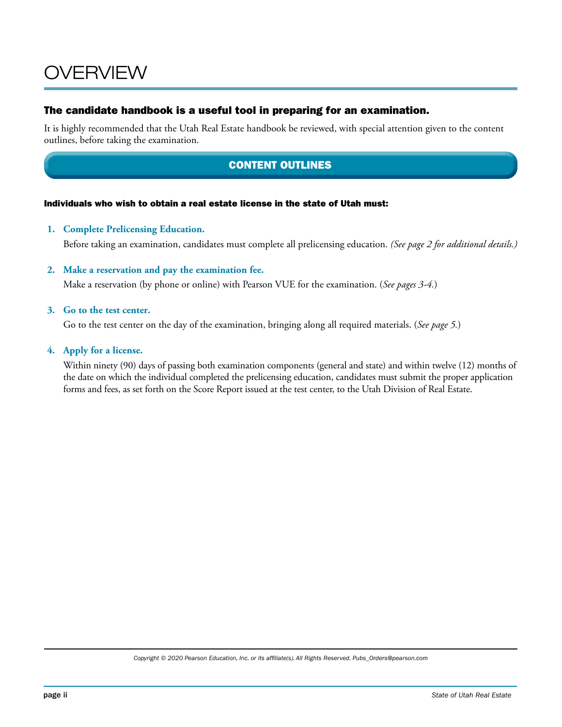# OVERVIEW

## The candidate handbook is a useful tool in preparing for an examination.

It is highly recommended that the Utah Real Estate handbook be reviewed, with special attention given to the content outlines, before taking the examination.

## CONTENT OUTLINES

**Individuals who wish to obtain a real estate license in the state of Utah must:**

1. **Complete Prelicensing Education.**

   Before taking an examination, candidates must complete all prelicensing education. *(See page 2 for additional details.)*

2. **Make a reservation and pay the examination fee.**

   Make a reservation (by phone or online) with Pearson VUE for the examination. (*See pages 3-4.*)

3. **Go to the test center.**

   Go to the test center on the day of the examination, bringing along all required materials. (*See page 5.*)

4. **Apply for a license.**

   Within ninety (90) days of passing both examination components (general and state) and within twelve (12) months of the date on which the individual completed the prelicensing education, candidates must submit the proper application forms and fees, as set forth on the Score Report issued at the test center, to the Utah Division of Real Estate.

*Copyright © 2020 Pearson Education, Inc. or its affiliate(s). All Rights Reserved. Pubs_Orders@pearson.com*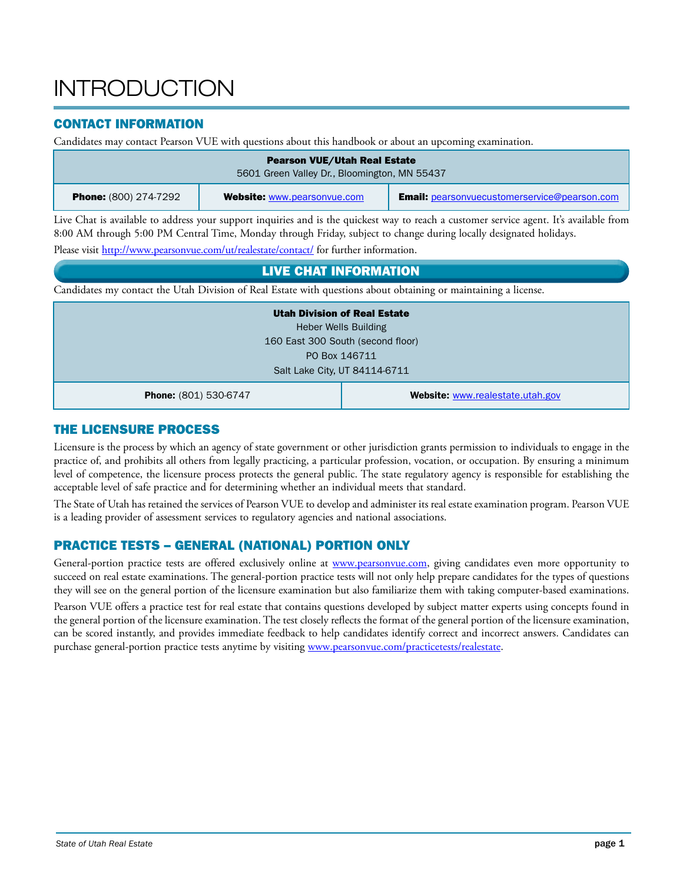# INTRODUCTION

## CONTACT INFORMATION

Candidates may contact Pearson VUE with questions about this handbook or about an upcoming examination.

| **Pearson VUE/Utah Real Estate**<br>5601 Green Valley Dr., Bloomington, MN 55437 | | |
|---|---|---|
| **Phone:** (800) 274-7292 | **Website:** www.pearsonvue.com | **Email:** pearsonvuecustomerservice@pearson.com |

Live Chat is available to address your support inquiries and is the quickest way to reach a customer service agent. It's available from 8:00 AM through 5:00 PM Central Time, Monday through Friday, subject to change during locally designated holidays.

Please visit http://www.pearsonvue.com/ut/realestate/contact/ for further information.

## LIVE CHAT INFORMATION

Candidates my contact the Utah Division of Real Estate with questions about obtaining or maintaining a license.

| **Utah Division of Real Estate**<br>Heber Wells Building<br>160 East 300 South (second floor)<br>PO Box 146711<br>Salt Lake City, UT 84114-6711 | |
|---|---|
| **Phone:** (801) 530-6747 | **Website:** www.realestate.utah.gov |

## THE LICENSURE PROCESS

Licensure is the process by which an agency of state government or other jurisdiction grants permission to individuals to engage in the practice of, and prohibits all others from legally practicing, a particular profession, vocation, or occupation. By ensuring a minimum level of competence, the licensure process protects the general public. The state regulatory agency is responsible for establishing the acceptable level of safe practice and for determining whether an individual meets that standard.

The State of Utah has retained the services of Pearson VUE to develop and administer its real estate examination program. Pearson VUE is a leading provider of assessment services to regulatory agencies and national associations.

## PRACTICE TESTS – GENERAL (NATIONAL) PORTION ONLY

General-portion practice tests are offered exclusively online at www.pearsonvue.com, giving candidates even more opportunity to succeed on real estate examinations. The general-portion practice tests will not only help prepare candidates for the types of questions they will see on the general portion of the licensure examination but also familiarize them with taking computer-based examinations.

Pearson VUE offers a practice test for real estate that contains questions developed by subject matter experts using concepts found in the general portion of the licensure examination. The test closely reflects the format of the general portion of the licensure examination, can be scored instantly, and provides immediate feedback to help candidates identify correct and incorrect answers. Candidates can purchase general-portion practice tests anytime by visiting www.pearsonvue.com/practicetests/realestate.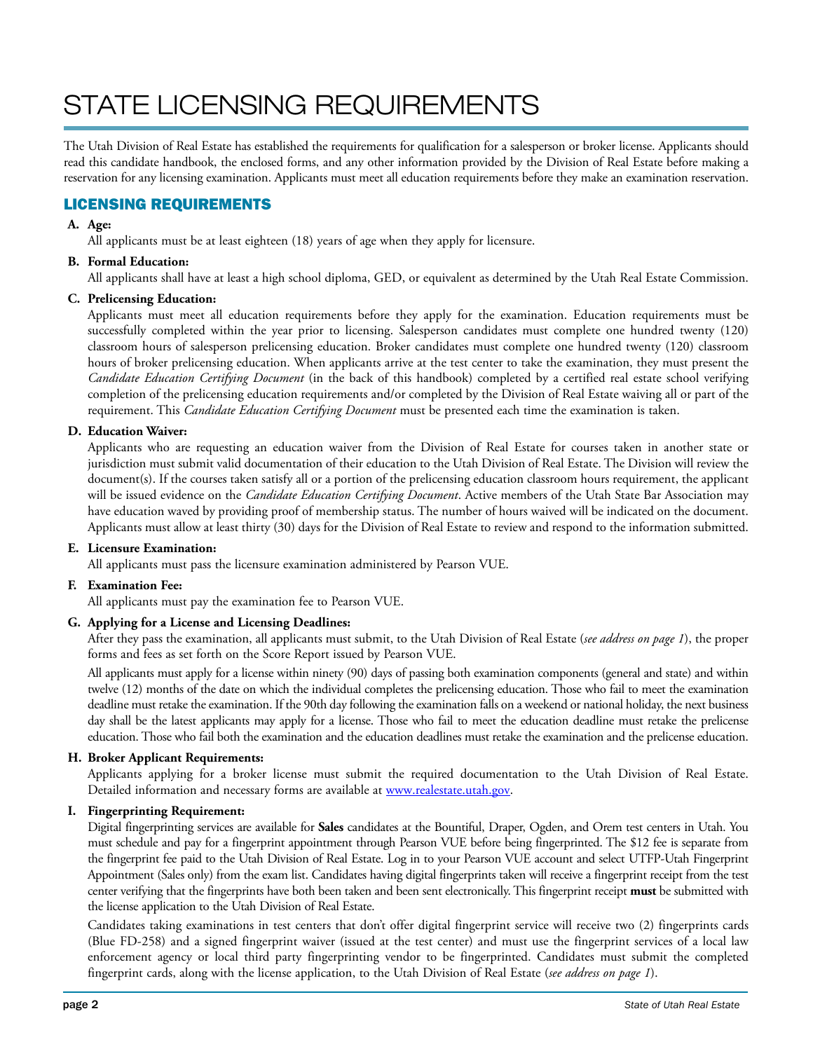# STATE LICENSING REQUIREMENTS

The Utah Division of Real Estate has established the requirements for qualification for a salesperson or broker license. Applicants should read this candidate handbook, the enclosed forms, and any other information provided by the Division of Real Estate before making a reservation for any licensing examination. Applicants must meet all education requirements before they make an examination reservation.

## LICENSING REQUIREMENTS

**A. Age:**

All applicants must be at least eighteen (18) years of age when they apply for licensure.

**B. Formal Education:**

All applicants shall have at least a high school diploma, GED, or equivalent as determined by the Utah Real Estate Commission.

**C. Prelicensing Education:**

Applicants must meet all education requirements before they apply for the examination. Education requirements must be successfully completed within the year prior to licensing. Salesperson candidates must complete one hundred twenty (120) classroom hours of salesperson prelicensing education. Broker candidates must complete one hundred twenty (120) classroom hours of broker prelicensing education. When applicants arrive at the test center to take the examination, they must present the *Candidate Education Certifying Document* (in the back of this handbook) completed by a certified real estate school verifying completion of the prelicensing education requirements and/or completed by the Division of Real Estate waiving all or part of the requirement. This *Candidate Education Certifying Document* must be presented each time the examination is taken.

**D. Education Waiver:**

Applicants who are requesting an education waiver from the Division of Real Estate for courses taken in another state or jurisdiction must submit valid documentation of their education to the Utah Division of Real Estate. The Division will review the document(s). If the courses taken satisfy all or a portion of the prelicensing education classroom hours requirement, the applicant will be issued evidence on the *Candidate Education Certifying Document*. Active members of the Utah State Bar Association may have education waved by providing proof of membership status. The number of hours waived will be indicated on the document. Applicants must allow at least thirty (30) days for the Division of Real Estate to review and respond to the information submitted.

**E. Licensure Examination:**

All applicants must pass the licensure examination administered by Pearson VUE.

**F. Examination Fee:**

All applicants must pay the examination fee to Pearson VUE.

**G. Applying for a License and Licensing Deadlines:**

After they pass the examination, all applicants must submit, to the Utah Division of Real Estate (*see address on page 1*), the proper forms and fees as set forth on the Score Report issued by Pearson VUE.

All applicants must apply for a license within ninety (90) days of passing both examination components (general and state) and within twelve (12) months of the date on which the individual completes the prelicensing education. Those who fail to meet the examination deadline must retake the examination. If the 90th day following the examination falls on a weekend or national holiday, the next business day shall be the latest applicants may apply for a license. Those who fail to meet the education deadline must retake the prelicense education. Those who fail both the examination and the education deadlines must retake the examination and the prelicense education.

**H. Broker Applicant Requirements:**

Applicants applying for a broker license must submit the required documentation to the Utah Division of Real Estate. Detailed information and necessary forms are available at www.realestate.utah.gov.

**I. Fingerprinting Requirement:**

Digital fingerprinting services are available for **Sales** candidates at the Bountiful, Draper, Ogden, and Orem test centers in Utah. You must schedule and pay for a fingerprint appointment through Pearson VUE before being fingerprinted. The $12 fee is separate from the fingerprint fee paid to the Utah Division of Real Estate. Log in to your Pearson VUE account and select UTFP-Utah Fingerprint Appointment (Sales only) from the exam list. Candidates having digital fingerprints taken will receive a fingerprint receipt from the test center verifying that the fingerprints have both been taken and been sent electronically. This fingerprint receipt **must** be submitted with the license application to the Utah Division of Real Estate.

Candidates taking examinations in test centers that don't offer digital fingerprint service will receive two (2) fingerprints cards (Blue FD-258) and a signed fingerprint waiver (issued at the test center) and must use the fingerprint services of a local law enforcement agency or local third party fingerprinting vendor to be fingerprinted. Candidates must submit the completed fingerprint cards, along with the license application, to the Utah Division of Real Estate (*see address on page 1*).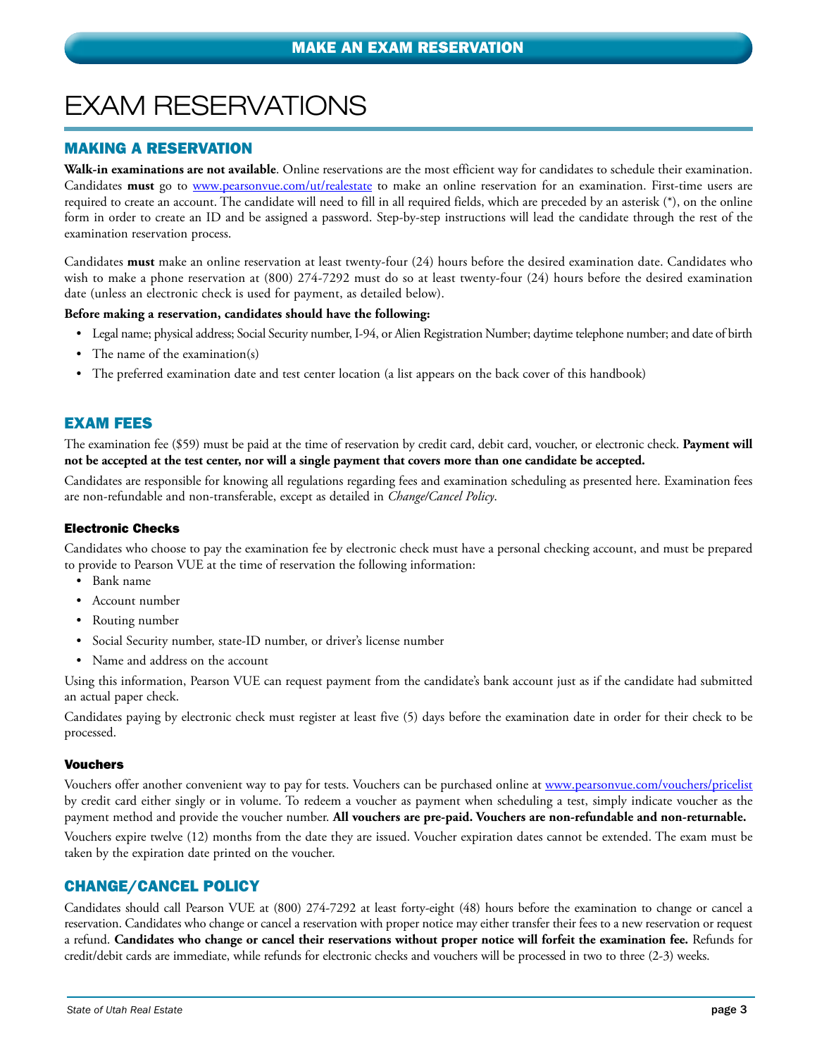# EXAM RESERVATIONS

## MAKING A RESERVATION

**Walk-in examinations are not available**. Online reservations are the most efficient way for candidates to schedule their examination. Candidates **must** go to www.pearsonvue.com/ut/realestate to make an online reservation for an examination. First-time users are required to create an account. The candidate will need to fill in all required fields, which are preceded by an asterisk (*), on the online form in order to create an ID and be assigned a password. Step-by-step instructions will lead the candidate through the rest of the examination reservation process.

Candidates **must** make an online reservation at least twenty-four (24) hours before the desired examination date. Candidates who wish to make a phone reservation at (800) 274-7292 must do so at least twenty-four (24) hours before the desired examination date (unless an electronic check is used for payment, as detailed below).

**Before making a reservation, candidates should have the following:**

- Legal name; physical address; Social Security number, I-94, or Alien Registration Number; daytime telephone number; and date of birth
- The name of the examination(s)
- The preferred examination date and test center location (a list appears on the back cover of this handbook)

## EXAM FEES

The examination fee ($59) must be paid at the time of reservation by credit card, debit card, voucher, or electronic check. **Payment will not be accepted at the test center, nor will a single payment that covers more than one candidate be accepted.**

Candidates are responsible for knowing all regulations regarding fees and examination scheduling as presented here. Examination fees are non-refundable and non-transferable, except as detailed in *Change/Cancel Policy*.

### Electronic Checks

Candidates who choose to pay the examination fee by electronic check must have a personal checking account, and must be prepared to provide to Pearson VUE at the time of reservation the following information:

- Bank name
- Account number
- Routing number
- Social Security number, state-ID number, or driver's license number
- Name and address on the account

Using this information, Pearson VUE can request payment from the candidate's bank account just as if the candidate had submitted an actual paper check.

Candidates paying by electronic check must register at least five (5) days before the examination date in order for their check to be processed.

### Vouchers

Vouchers offer another convenient way to pay for tests. Vouchers can be purchased online at www.pearsonvue.com/vouchers/pricelist by credit card either singly or in volume. To redeem a voucher as payment when scheduling a test, simply indicate voucher as the payment method and provide the voucher number. **All vouchers are pre-paid. Vouchers are non-refundable and non-returnable.**

Vouchers expire twelve (12) months from the date they are issued. Voucher expiration dates cannot be extended. The exam must be taken by the expiration date printed on the voucher.

## CHANGE/CANCEL POLICY

Candidates should call Pearson VUE at (800) 274-7292 at least forty-eight (48) hours before the examination to change or cancel a reservation. Candidates who change or cancel a reservation with proper notice may either transfer their fees to a new reservation or request a refund. **Candidates who change or cancel their reservations without proper notice will forfeit the examination fee.** Refunds for credit/debit cards are immediate, while refunds for electronic checks and vouchers will be processed in two to three (2-3) weeks.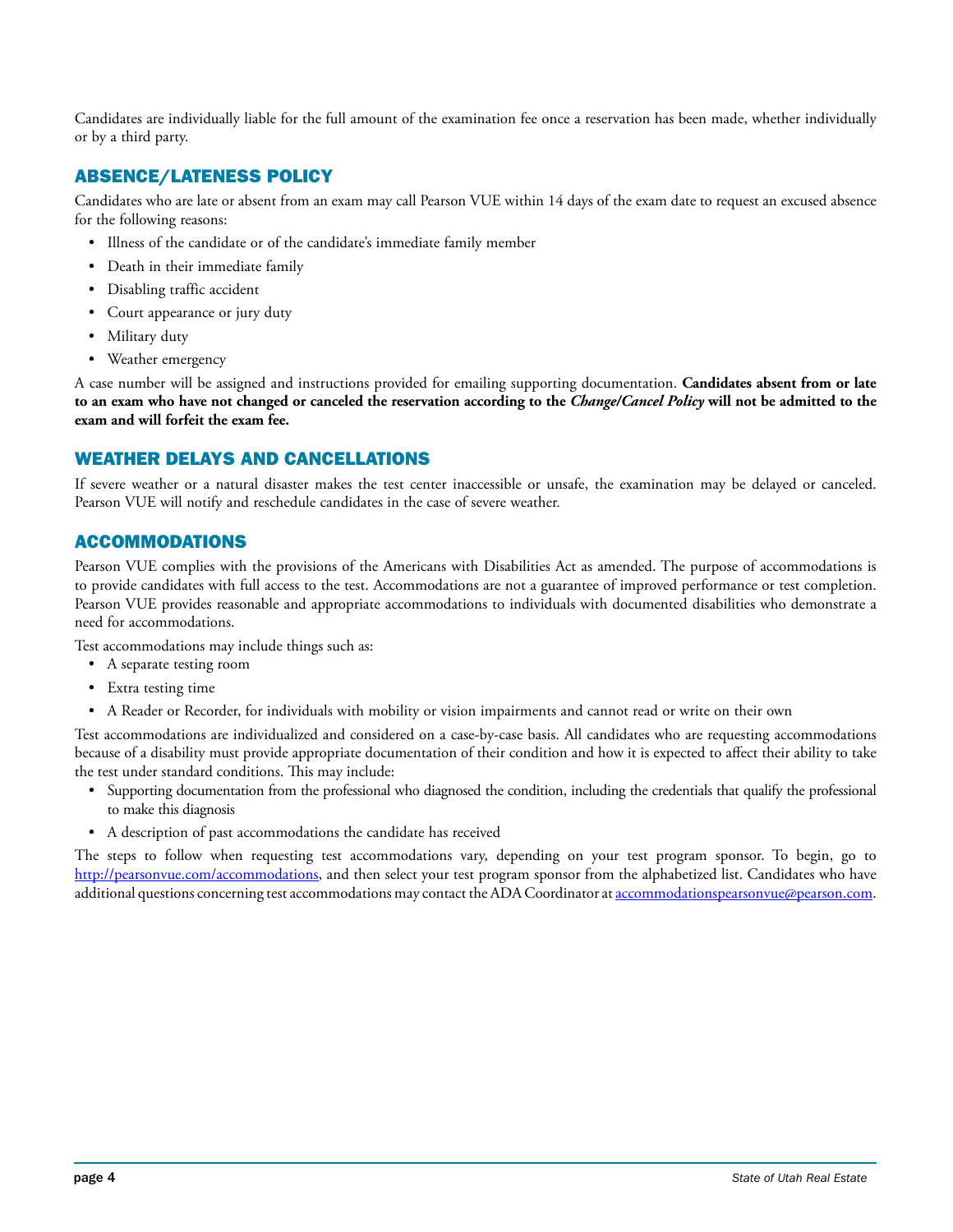Candidates are individually liable for the full amount of the examination fee once a reservation has been made, whether individually or by a third party.

## ABSENCE/LATENESS POLICY

Candidates who are late or absent from an exam may call Pearson VUE within 14 days of the exam date to request an excused absence for the following reasons:

- Illness of the candidate or of the candidate's immediate family member
- Death in their immediate family
- Disabling traffic accident
- Court appearance or jury duty
- Military duty
- Weather emergency

A case number will be assigned and instructions provided for emailing supporting documentation. **Candidates absent from or late to an exam who have not changed or canceled the reservation according to the *Change/Cancel Policy* will not be admitted to the exam and will forfeit the exam fee.**

## WEATHER DELAYS AND CANCELLATIONS

If severe weather or a natural disaster makes the test center inaccessible or unsafe, the examination may be delayed or canceled. Pearson VUE will notify and reschedule candidates in the case of severe weather.

## ACCOMMODATIONS

Pearson VUE complies with the provisions of the Americans with Disabilities Act as amended. The purpose of accommodations is to provide candidates with full access to the test. Accommodations are not a guarantee of improved performance or test completion. Pearson VUE provides reasonable and appropriate accommodations to individuals with documented disabilities who demonstrate a need for accommodations.

Test accommodations may include things such as:

- A separate testing room
- Extra testing time
- A Reader or Recorder, for individuals with mobility or vision impairments and cannot read or write on their own

Test accommodations are individualized and considered on a case-by-case basis. All candidates who are requesting accommodations because of a disability must provide appropriate documentation of their condition and how it is expected to affect their ability to take the test under standard conditions. This may include:

- Supporting documentation from the professional who diagnosed the condition, including the credentials that qualify the professional to make this diagnosis
- A description of past accommodations the candidate has received

The steps to follow when requesting test accommodations vary, depending on your test program sponsor. To begin, go to http://pearsonvue.com/accommodations, and then select your test program sponsor from the alphabetized list. Candidates who have additional questions concerning test accommodations may contact the ADA Coordinator at accommodationspearsonvue@pearson.com.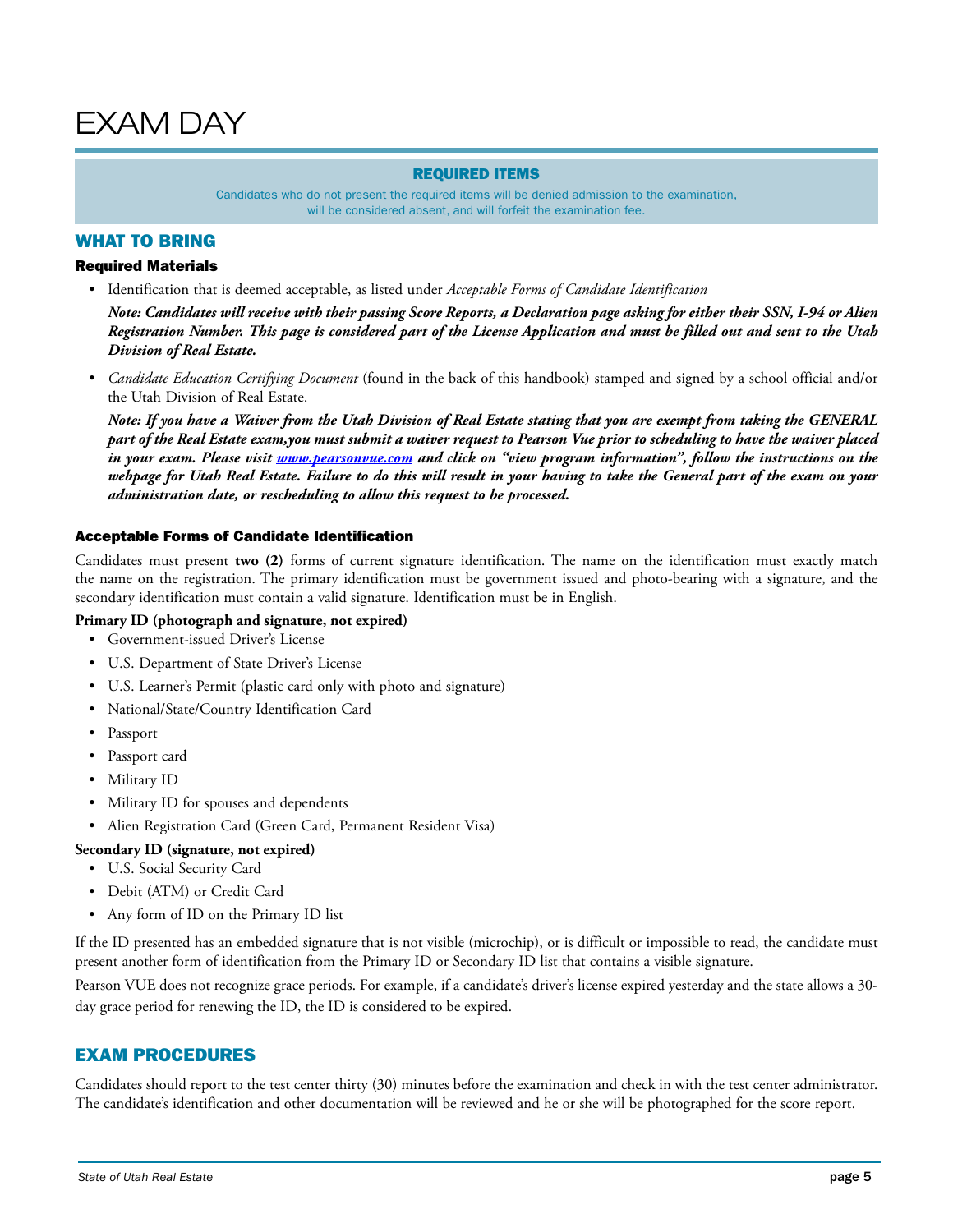# EXAM DAY

**REQUIRED ITEMS**

Candidates who do not present the required items will be denied admission to the examination, will be considered absent, and will forfeit the examination fee.

## WHAT TO BRING

### Required Materials

- Identification that is deemed acceptable, as listed under *Acceptable Forms of Candidate Identification*

  ***Note: Candidates will receive with their passing Score Reports, a Declaration page asking for either their SSN, I-94 or Alien Registration Number. This page is considered part of the License Application and must be filled out and sent to the Utah Division of Real Estate.***

- *Candidate Education Certifying Document* (found in the back of this handbook) stamped and signed by a school official and/or the Utah Division of Real Estate.

  ***Note: If you have a Waiver from the Utah Division of Real Estate stating that you are exempt from taking the GENERAL part of the Real Estate exam,you must submit a waiver request to Pearson Vue prior to scheduling to have the waiver placed in your exam. Please visit www.pearsonvue.com and click on "view program information", follow the instructions on the webpage for Utah Real Estate. Failure to do this will result in your having to take the General part of the exam on your administration date, or rescheduling to allow this request to be processed.***

### Acceptable Forms of Candidate Identification

Candidates must present **two (2)** forms of current signature identification. The name on the identification must exactly match the name on the registration. The primary identification must be government issued and photo-bearing with a signature, and the secondary identification must contain a valid signature. Identification must be in English.

**Primary ID (photograph and signature, not expired)**

- Government-issued Driver's License
- U.S. Department of State Driver's License
- U.S. Learner's Permit (plastic card only with photo and signature)
- National/State/Country Identification Card
- Passport
- Passport card
- Military ID
- Military ID for spouses and dependents
- Alien Registration Card (Green Card, Permanent Resident Visa)

**Secondary ID (signature, not expired)**

- U.S. Social Security Card
- Debit (ATM) or Credit Card
- Any form of ID on the Primary ID list

If the ID presented has an embedded signature that is not visible (microchip), or is difficult or impossible to read, the candidate must present another form of identification from the Primary ID or Secondary ID list that contains a visible signature.

Pearson VUE does not recognize grace periods. For example, if a candidate's driver's license expired yesterday and the state allows a 30-day grace period for renewing the ID, the ID is considered to be expired.

## EXAM PROCEDURES

Candidates should report to the test center thirty (30) minutes before the examination and check in with the test center administrator. The candidate's identification and other documentation will be reviewed and he or she will be photographed for the score report.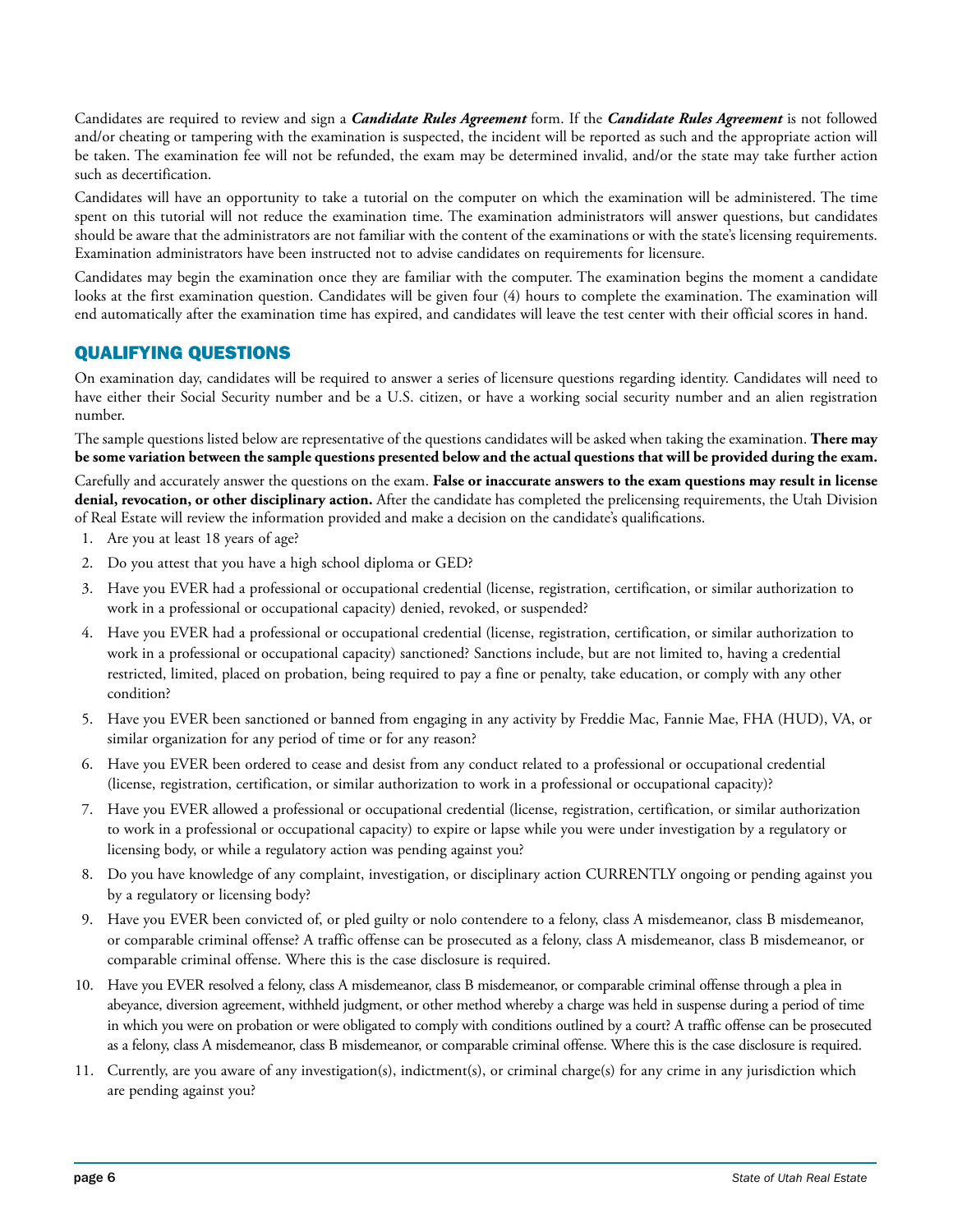Candidates are required to review and sign a ***Candidate Rules Agreement*** form. If the ***Candidate Rules Agreement*** is not followed and/or cheating or tampering with the examination is suspected, the incident will be reported as such and the appropriate action will be taken. The examination fee will not be refunded, the exam may be determined invalid, and/or the state may take further action such as decertification.

Candidates will have an opportunity to take a tutorial on the computer on which the examination will be administered. The time spent on this tutorial will not reduce the examination time. The examination administrators will answer questions, but candidates should be aware that the administrators are not familiar with the content of the examinations or with the state's licensing requirements. Examination administrators have been instructed not to advise candidates on requirements for licensure.

Candidates may begin the examination once they are familiar with the computer. The examination begins the moment a candidate looks at the first examination question. Candidates will be given four (4) hours to complete the examination. The examination will end automatically after the examination time has expired, and candidates will leave the test center with their official scores in hand.

## QUALIFYING QUESTIONS

On examination day, candidates will be required to answer a series of licensure questions regarding identity. Candidates will need to have either their Social Security number and be a U.S. citizen, or have a working social security number and an alien registration number.

The sample questions listed below are representative of the questions candidates will be asked when taking the examination. **There may be some variation between the sample questions presented below and the actual questions that will be provided during the exam.**

Carefully and accurately answer the questions on the exam. **False or inaccurate answers to the exam questions may result in license denial, revocation, or other disciplinary action.** After the candidate has completed the prelicensing requirements, the Utah Division of Real Estate will review the information provided and make a decision on the candidate's qualifications.

1. Are you at least 18 years of age?
2. Do you attest that you have a high school diploma or GED?
3. Have you EVER had a professional or occupational credential (license, registration, certification, or similar authorization to work in a professional or occupational capacity) denied, revoked, or suspended?
4. Have you EVER had a professional or occupational credential (license, registration, certification, or similar authorization to work in a professional or occupational capacity) sanctioned? Sanctions include, but are not limited to, having a credential restricted, limited, placed on probation, being required to pay a fine or penalty, take education, or comply with any other condition?
5. Have you EVER been sanctioned or banned from engaging in any activity by Freddie Mac, Fannie Mae, FHA (HUD), VA, or similar organization for any period of time or for any reason?
6. Have you EVER been ordered to cease and desist from any conduct related to a professional or occupational credential (license, registration, certification, or similar authorization to work in a professional or occupational capacity)?
7. Have you EVER allowed a professional or occupational credential (license, registration, certification, or similar authorization to work in a professional or occupational capacity) to expire or lapse while you were under investigation by a regulatory or licensing body, or while a regulatory action was pending against you?
8. Do you have knowledge of any complaint, investigation, or disciplinary action CURRENTLY ongoing or pending against you by a regulatory or licensing body?
9. Have you EVER been convicted of, or pled guilty or nolo contendere to a felony, class A misdemeanor, class B misdemeanor, or comparable criminal offense? A traffic offense can be prosecuted as a felony, class A misdemeanor, class B misdemeanor, or comparable criminal offense. Where this is the case disclosure is required.
10. Have you EVER resolved a felony, class A misdemeanor, class B misdemeanor, or comparable criminal offense through a plea in abeyance, diversion agreement, withheld judgment, or other method whereby a charge was held in suspense during a period of time in which you were on probation or were obligated to comply with conditions outlined by a court? A traffic offense can be prosecuted as a felony, class A misdemeanor, class B misdemeanor, or comparable criminal offense. Where this is the case disclosure is required.
11. Currently, are you aware of any investigation(s), indictment(s), or criminal charge(s) for any crime in any jurisdiction which are pending against you?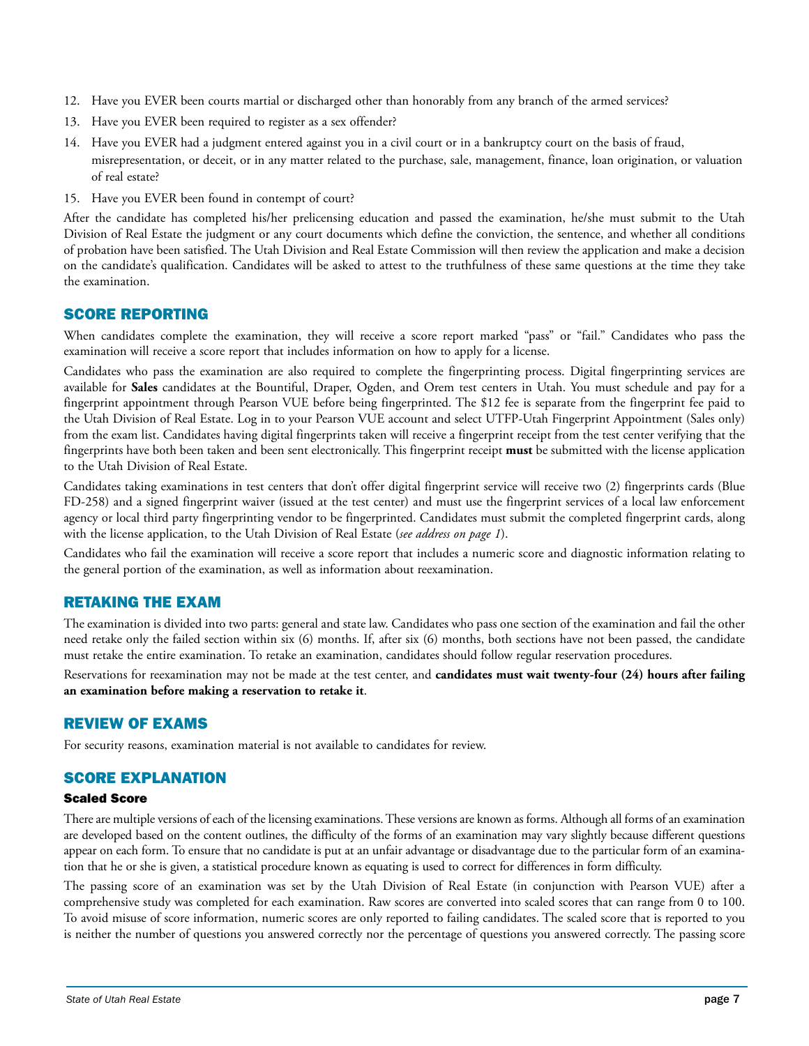12. Have you EVER been courts martial or discharged other than honorably from any branch of the armed services?
13. Have you EVER been required to register as a sex offender?
14. Have you EVER had a judgment entered against you in a civil court or in a bankruptcy court on the basis of fraud, misrepresentation, or deceit, or in any matter related to the purchase, sale, management, finance, loan origination, or valuation of real estate?
15. Have you EVER been found in contempt of court?

After the candidate has completed his/her prelicensing education and passed the examination, he/she must submit to the Utah Division of Real Estate the judgment or any court documents which define the conviction, the sentence, and whether all conditions of probation have been satisfied. The Utah Division and Real Estate Commission will then review the application and make a decision on the candidate's qualification. Candidates will be asked to attest to the truthfulness of these same questions at the time they take the examination.

## SCORE REPORTING

When candidates complete the examination, they will receive a score report marked "pass" or "fail." Candidates who pass the examination will receive a score report that includes information on how to apply for a license.

Candidates who pass the examination are also required to complete the fingerprinting process. Digital fingerprinting services are available for **Sales** candidates at the Bountiful, Draper, Ogden, and Orem test centers in Utah. You must schedule and pay for a fingerprint appointment through Pearson VUE before being fingerprinted. The $12 fee is separate from the fingerprint fee paid to the Utah Division of Real Estate. Log in to your Pearson VUE account and select UTFP-Utah Fingerprint Appointment (Sales only) from the exam list. Candidates having digital fingerprints taken will receive a fingerprint receipt from the test center verifying that the fingerprints have both been taken and been sent electronically. This fingerprint receipt **must** be submitted with the license application to the Utah Division of Real Estate.

Candidates taking examinations in test centers that don't offer digital fingerprint service will receive two (2) fingerprints cards (Blue FD-258) and a signed fingerprint waiver (issued at the test center) and must use the fingerprint services of a local law enforcement agency or local third party fingerprinting vendor to be fingerprinted. Candidates must submit the completed fingerprint cards, along with the license application, to the Utah Division of Real Estate (*see address on page 1*).

Candidates who fail the examination will receive a score report that includes a numeric score and diagnostic information relating to the general portion of the examination, as well as information about reexamination.

## RETAKING THE EXAM

The examination is divided into two parts: general and state law. Candidates who pass one section of the examination and fail the other need retake only the failed section within six (6) months. If, after six (6) months, both sections have not been passed, the candidate must retake the entire examination. To retake an examination, candidates should follow regular reservation procedures.

Reservations for reexamination may not be made at the test center, and **candidates must wait twenty-four (24) hours after failing an examination before making a reservation to retake it**.

## REVIEW OF EXAMS

For security reasons, examination material is not available to candidates for review.

## SCORE EXPLANATION

### Scaled Score

There are multiple versions of each of the licensing examinations. These versions are known as forms. Although all forms of an examination are developed based on the content outlines, the difficulty of the forms of an examination may vary slightly because different questions appear on each form. To ensure that no candidate is put at an unfair advantage or disadvantage due to the particular form of an examination that he or she is given, a statistical procedure known as equating is used to correct for differences in form difficulty.

The passing score of an examination was set by the Utah Division of Real Estate (in conjunction with Pearson VUE) after a comprehensive study was completed for each examination. Raw scores are converted into scaled scores that can range from 0 to 100. To avoid misuse of score information, numeric scores are only reported to failing candidates. The scaled score that is reported to you is neither the number of questions you answered correctly nor the percentage of questions you answered correctly. The passing score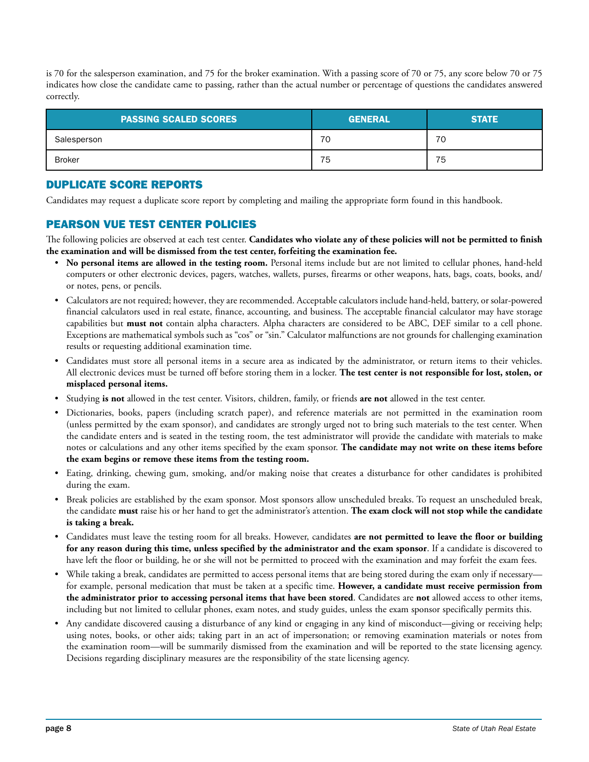is 70 for the salesperson examination, and 75 for the broker examination. With a passing score of 70 or 75, any score below 70 or 75 indicates how close the candidate came to passing, rather than the actual number or percentage of questions the candidates answered correctly.

| PASSING SCALED SCORES | GENERAL | STATE |
|---|---|---|
| Salesperson | 70 | 70 |
| Broker | 75 | 75 |

## DUPLICATE SCORE REPORTS

Candidates may request a duplicate score report by completing and mailing the appropriate form found in this handbook.

## PEARSON VUE TEST CENTER POLICIES

The following policies are observed at each test center. **Candidates who violate any of these policies will not be permitted to finish the examination and will be dismissed from the test center, forfeiting the examination fee.**

- **No personal items are allowed in the testing room.** Personal items include but are not limited to cellular phones, hand-held computers or other electronic devices, pagers, watches, wallets, purses, firearms or other weapons, hats, bags, coats, books, and/or notes, pens, or pencils.
- Calculators are not required; however, they are recommended. Acceptable calculators include hand-held, battery, or solar-powered financial calculators used in real estate, finance, accounting, and business. The acceptable financial calculator may have storage capabilities but **must not** contain alpha characters. Alpha characters are considered to be ABC, DEF similar to a cell phone. Exceptions are mathematical symbols such as "cos" or "sin." Calculator malfunctions are not grounds for challenging examination results or requesting additional examination time.
- Candidates must store all personal items in a secure area as indicated by the administrator, or return items to their vehicles. All electronic devices must be turned off before storing them in a locker. **The test center is not responsible for lost, stolen, or misplaced personal items.**
- Studying **is not** allowed in the test center. Visitors, children, family, or friends **are not** allowed in the test center.
- Dictionaries, books, papers (including scratch paper), and reference materials are not permitted in the examination room (unless permitted by the exam sponsor), and candidates are strongly urged not to bring such materials to the test center. When the candidate enters and is seated in the testing room, the test administrator will provide the candidate with materials to make notes or calculations and any other items specified by the exam sponsor. **The candidate may not write on these items before the exam begins or remove these items from the testing room.**
- Eating, drinking, chewing gum, smoking, and/or making noise that creates a disturbance for other candidates is prohibited during the exam.
- Break policies are established by the exam sponsor. Most sponsors allow unscheduled breaks. To request an unscheduled break, the candidate **must** raise his or her hand to get the administrator's attention. **The exam clock will not stop while the candidate is taking a break.**
- Candidates must leave the testing room for all breaks. However, candidates **are not permitted to leave the floor or building for any reason during this time, unless specified by the administrator and the exam sponsor**. If a candidate is discovered to have left the floor or building, he or she will not be permitted to proceed with the examination and may forfeit the exam fees.
- While taking a break, candidates are permitted to access personal items that are being stored during the exam only if necessary—for example, personal medication that must be taken at a specific time. **However, a candidate must receive permission from the administrator prior to accessing personal items that have been stored**. Candidates are **not** allowed access to other items, including but not limited to cellular phones, exam notes, and study guides, unless the exam sponsor specifically permits this.
- Any candidate discovered causing a disturbance of any kind or engaging in any kind of misconduct—giving or receiving help; using notes, books, or other aids; taking part in an act of impersonation; or removing examination materials or notes from the examination room—will be summarily dismissed from the examination and will be reported to the state licensing agency. Decisions regarding disciplinary measures are the responsibility of the state licensing agency.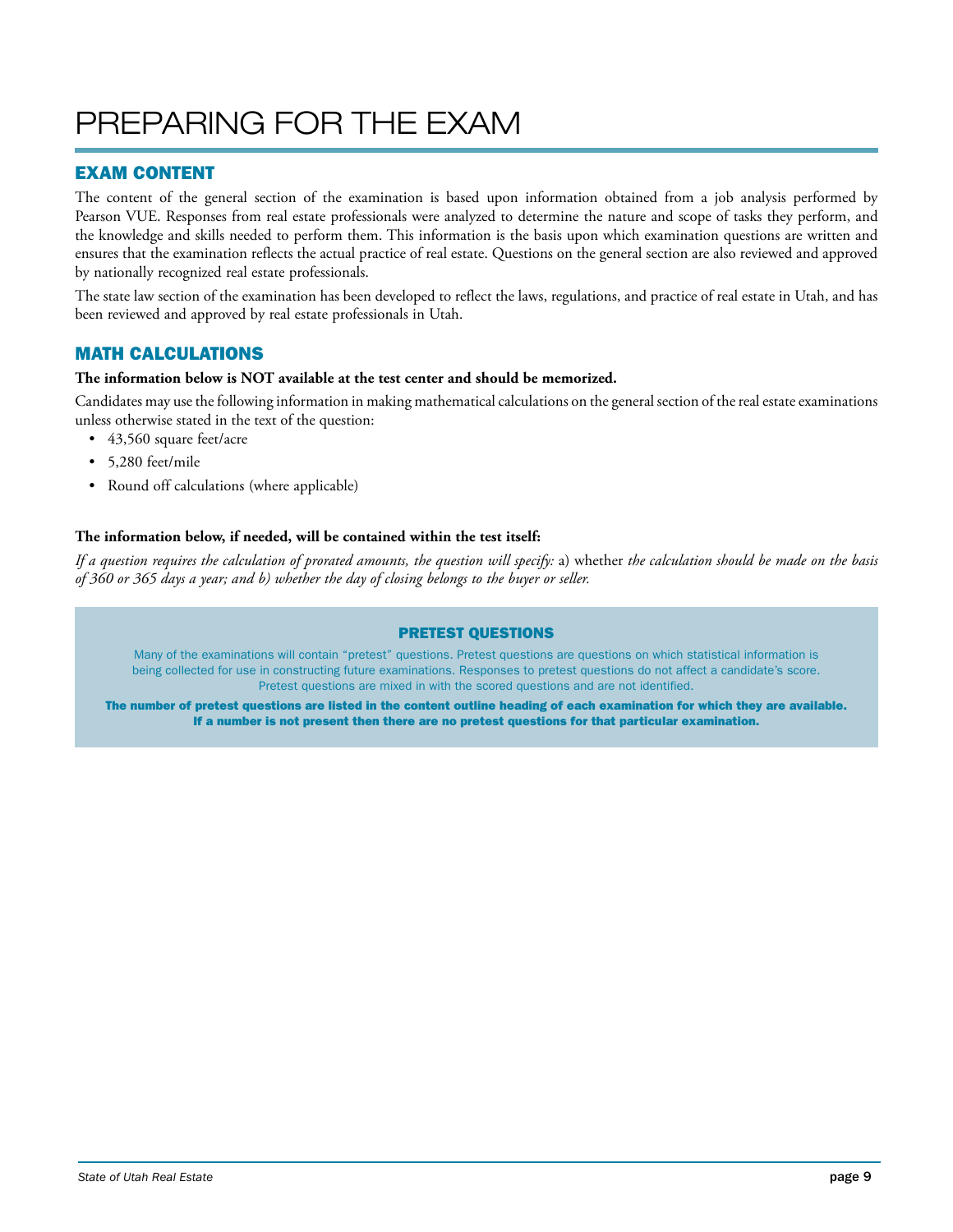# PREPARING FOR THE EXAM

## EXAM CONTENT

The content of the general section of the examination is based upon information obtained from a job analysis performed by Pearson VUE. Responses from real estate professionals were analyzed to determine the nature and scope of tasks they perform, and the knowledge and skills needed to perform them. This information is the basis upon which examination questions are written and ensures that the examination reflects the actual practice of real estate. Questions on the general section are also reviewed and approved by nationally recognized real estate professionals.

The state law section of the examination has been developed to reflect the laws, regulations, and practice of real estate in Utah, and has been reviewed and approved by real estate professionals in Utah.

## MATH CALCULATIONS

**The information below is NOT available at the test center and should be memorized.**

Candidates may use the following information in making mathematical calculations on the general section of the real estate examinations unless otherwise stated in the text of the question:

- 43,560 square feet/acre
- 5,280 feet/mile
- Round off calculations (where applicable)

**The information below, if needed, will be contained within the test itself:**

*If a question requires the calculation of prorated amounts, the question will specify:* a) whether *the calculation should be made on the basis of 360 or 365 days a year; and b) whether the day of closing belongs to the buyer or seller.*

### PRETEST QUESTIONS

Many of the examinations will contain "pretest" questions. Pretest questions are questions on which statistical information is being collected for use in constructing future examinations. Responses to pretest questions do not affect a candidate's score. Pretest questions are mixed in with the scored questions and are not identified.

**The number of pretest questions are listed in the content outline heading of each examination for which they are available. If a number is not present then there are no pretest questions for that particular examination.**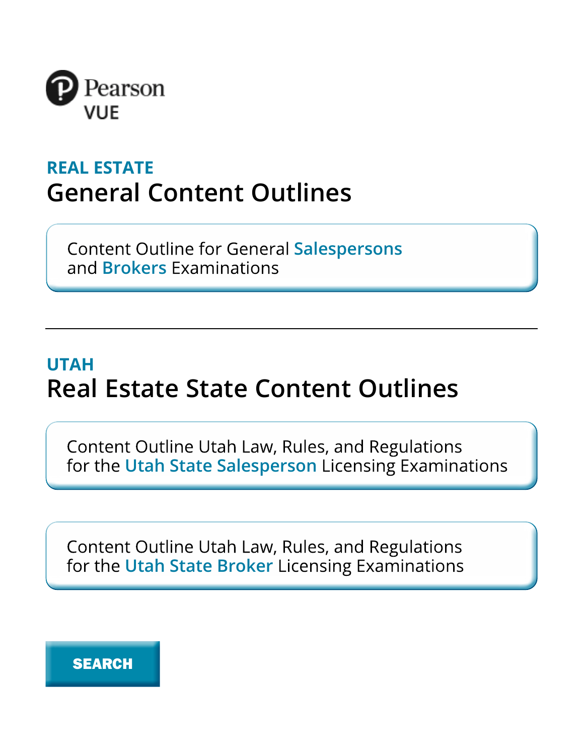Pearson VUE

## REAL ESTATE
# General Content Outlines

Content Outline for General Salespersons and Brokers Examinations

---

## UTAH
# Real Estate State Content Outlines

Content Outline Utah Law, Rules, and Regulations for the Utah State Salesperson Licensing Examinations

Content Outline Utah Law, Rules, and Regulations for the Utah State Broker Licensing Examinations

SEARCH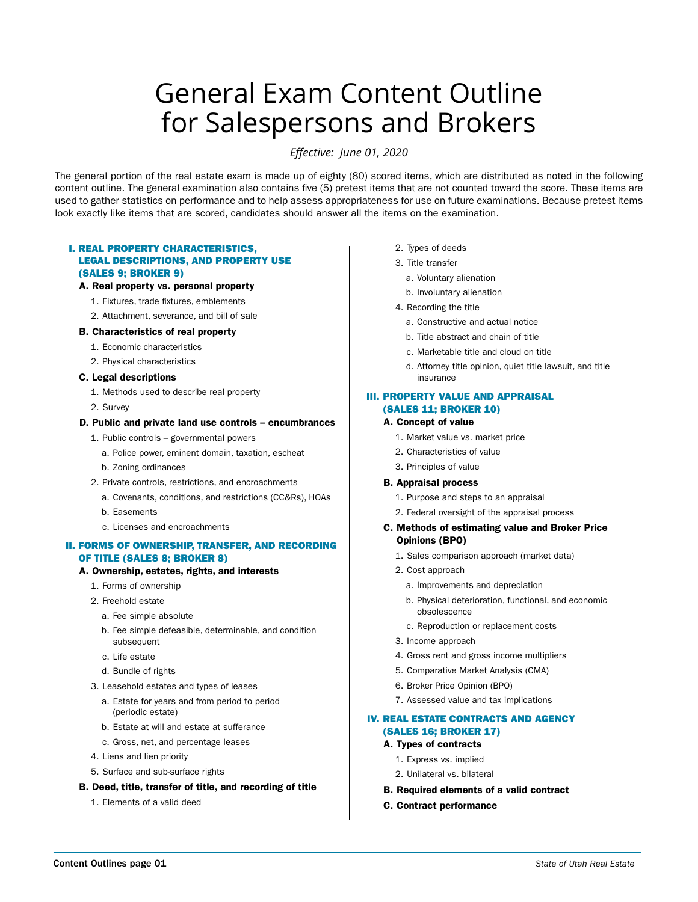# General Exam Content Outline for Salespersons and Brokers

*Effective: June 01, 2020*

The general portion of the real estate exam is made up of eighty (80) scored items, which are distributed as noted in the following content outline. The general examination also contains five (5) pretest items that are not counted toward the score. These items are used to gather statistics on performance and to help assess appropriateness for use on future examinations. Because pretest items look exactly like items that are scored, candidates should answer all the items on the examination.

## I. REAL PROPERTY CHARACTERISTICS, LEGAL DESCRIPTIONS, AND PROPERTY USE (SALES 9; BROKER 9)

**A. Real property vs. personal property**

1. Fixtures, trade fixtures, emblements
2. Attachment, severance, and bill of sale

**B. Characteristics of real property**

1. Economic characteristics
2. Physical characteristics

**C. Legal descriptions**

1. Methods used to describe real property
2. Survey

**D. Public and private land use controls – encumbrances**

1. Public controls – governmental powers
   a. Police power, eminent domain, taxation, escheat
   b. Zoning ordinances
2. Private controls, restrictions, and encroachments
   a. Covenants, conditions, and restrictions (CC&Rs), HOAs
   b. Easements
   c. Licenses and encroachments

## II. FORMS OF OWNERSHIP, TRANSFER, AND RECORDING OF TITLE (SALES 8; BROKER 8)

**A. Ownership, estates, rights, and interests**

1. Forms of ownership
2. Freehold estate
   a. Fee simple absolute
   b. Fee simple defeasible, determinable, and condition subsequent
   c. Life estate
   d. Bundle of rights
3. Leasehold estates and types of leases
   a. Estate for years and from period to period (periodic estate)
   b. Estate at will and estate at sufferance
   c. Gross, net, and percentage leases
4. Liens and lien priority
5. Surface and sub-surface rights

**B. Deed, title, transfer of title, and recording of title**

1. Elements of a valid deed
2. Types of deeds
3. Title transfer
   a. Voluntary alienation
   b. Involuntary alienation
4. Recording the title
   a. Constructive and actual notice
   b. Title abstract and chain of title
   c. Marketable title and cloud on title
   d. Attorney title opinion, quiet title lawsuit, and title insurance

## III. PROPERTY VALUE AND APPRAISAL (SALES 11; BROKER 10)

**A. Concept of value**

1. Market value vs. market price
2. Characteristics of value
3. Principles of value

**B. Appraisal process**

1. Purpose and steps to an appraisal
2. Federal oversight of the appraisal process

**C. Methods of estimating value and Broker Price Opinions (BPO)**

1. Sales comparison approach (market data)
2. Cost approach
   a. Improvements and depreciation
   b. Physical deterioration, functional, and economic obsolescence
   c. Reproduction or replacement costs
3. Income approach
4. Gross rent and gross income multipliers
5. Comparative Market Analysis (CMA)
6. Broker Price Opinion (BPO)
7. Assessed value and tax implications

## IV. REAL ESTATE CONTRACTS AND AGENCY (SALES 16; BROKER 17)

**A. Types of contracts**

1. Express vs. implied
2. Unilateral vs. bilateral

**B. Required elements of a valid contract**

**C. Contract performance**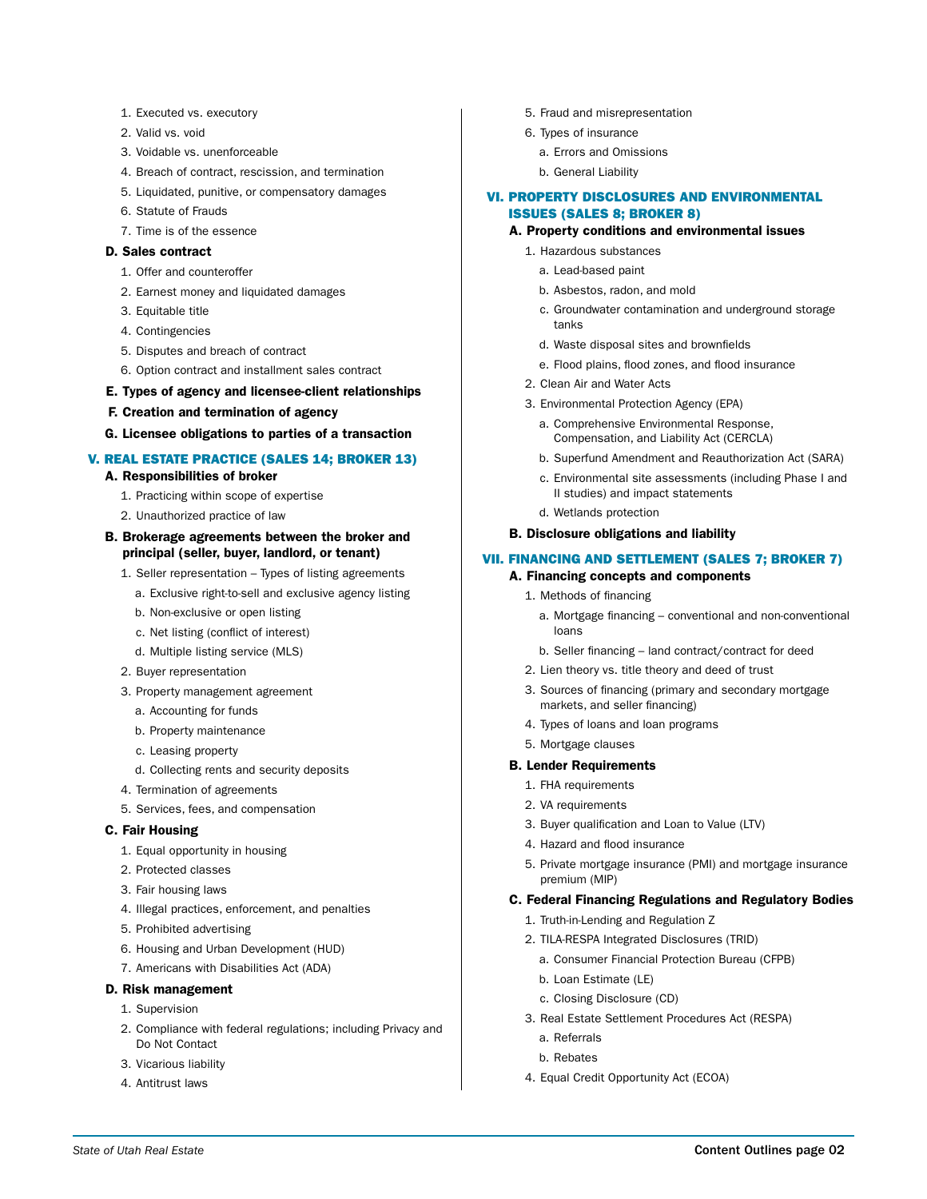1. Executed vs. executory
2. Valid vs. void
3. Voidable vs. unenforceable
4. Breach of contract, rescission, and termination
5. Liquidated, punitive, or compensatory damages
6. Statute of Frauds
7. Time is of the essence

**D. Sales contract**

1. Offer and counteroffer
2. Earnest money and liquidated damages
3. Equitable title
4. Contingencies
5. Disputes and breach of contract
6. Option contract and installment sales contract

**E. Types of agency and licensee-client relationships**

**F. Creation and termination of agency**

**G. Licensee obligations to parties of a transaction**

## V. REAL ESTATE PRACTICE (SALES 14; BROKER 13)

**A. Responsibilities of broker**

1. Practicing within scope of expertise
2. Unauthorized practice of law

**B. Brokerage agreements between the broker and principal (seller, buyer, landlord, or tenant)**

1. Seller representation – Types of listing agreements
   a. Exclusive right-to-sell and exclusive agency listing
   b. Non-exclusive or open listing
   c. Net listing (conflict of interest)
   d. Multiple listing service (MLS)
2. Buyer representation
3. Property management agreement
   a. Accounting for funds
   b. Property maintenance
   c. Leasing property
   d. Collecting rents and security deposits
4. Termination of agreements
5. Services, fees, and compensation

**C. Fair Housing**

1. Equal opportunity in housing
2. Protected classes
3. Fair housing laws
4. Illegal practices, enforcement, and penalties
5. Prohibited advertising
6. Housing and Urban Development (HUD)
7. Americans with Disabilities Act (ADA)

**D. Risk management**

1. Supervision
2. Compliance with federal regulations; including Privacy and Do Not Contact
3. Vicarious liability
4. Antitrust laws
5. Fraud and misrepresentation
6. Types of insurance
   a. Errors and Omissions
   b. General Liability

## VI. PROPERTY DISCLOSURES AND ENVIRONMENTAL ISSUES (SALES 8; BROKER 8)

**A. Property conditions and environmental issues**

1. Hazardous substances
   a. Lead-based paint
   b. Asbestos, radon, and mold
   c. Groundwater contamination and underground storage tanks
   d. Waste disposal sites and brownfields
   e. Flood plains, flood zones, and flood insurance
2. Clean Air and Water Acts
3. Environmental Protection Agency (EPA)
   a. Comprehensive Environmental Response, Compensation, and Liability Act (CERCLA)
   b. Superfund Amendment and Reauthorization Act (SARA)
   c. Environmental site assessments (including Phase I and II studies) and impact statements
   d. Wetlands protection

**B. Disclosure obligations and liability**

## VII. FINANCING AND SETTLEMENT (SALES 7; BROKER 7)

**A. Financing concepts and components**

1. Methods of financing
   a. Mortgage financing – conventional and non-conventional loans
   b. Seller financing – land contract/contract for deed
2. Lien theory vs. title theory and deed of trust
3. Sources of financing (primary and secondary mortgage markets, and seller financing)
4. Types of loans and loan programs
5. Mortgage clauses

**B. Lender Requirements**

1. FHA requirements
2. VA requirements
3. Buyer qualification and Loan to Value (LTV)
4. Hazard and flood insurance
5. Private mortgage insurance (PMI) and mortgage insurance premium (MIP)

**C. Federal Financing Regulations and Regulatory Bodies**

1. Truth-in-Lending and Regulation Z
2. TILA-RESPA Integrated Disclosures (TRID)
   a. Consumer Financial Protection Bureau (CFPB)
   b. Loan Estimate (LE)
   c. Closing Disclosure (CD)
3. Real Estate Settlement Procedures Act (RESPA)
   a. Referrals
   b. Rebates
4. Equal Credit Opportunity Act (ECOA)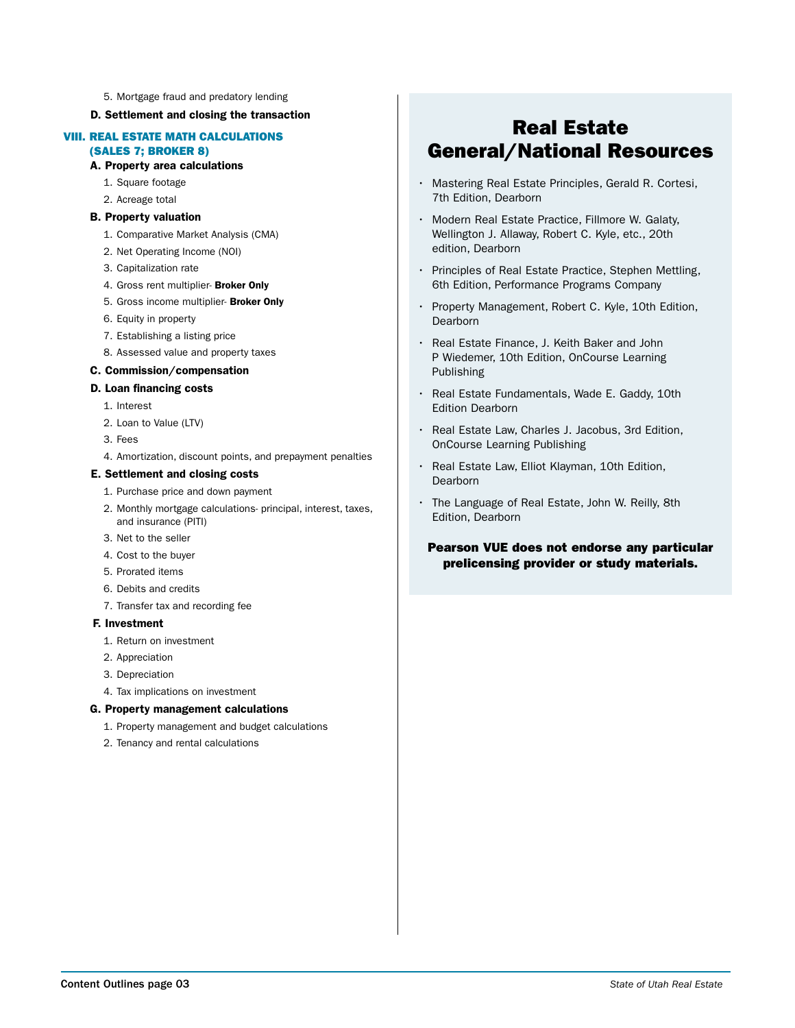5. Mortgage fraud and predatory lending

**D. Settlement and closing the transaction**

## VIII. REAL ESTATE MATH CALCULATIONS (SALES 7; BROKER 8)

**A. Property area calculations**

1. Square footage
2. Acreage total

**B. Property valuation**

1. Comparative Market Analysis (CMA)
2. Net Operating Income (NOI)
3. Capitalization rate
4. Gross rent multiplier- **Broker Only**
5. Gross income multiplier- **Broker Only**
6. Equity in property
7. Establishing a listing price
8. Assessed value and property taxes

**C. Commission/compensation**

**D. Loan financing costs**

1. Interest
2. Loan to Value (LTV)
3. Fees
4. Amortization, discount points, and prepayment penalties

**E. Settlement and closing costs**

1. Purchase price and down payment
2. Monthly mortgage calculations- principal, interest, taxes, and insurance (PITI)
3. Net to the seller
4. Cost to the buyer
5. Prorated items
6. Debits and credits
7. Transfer tax and recording fee

**F. Investment**

1. Return on investment
2. Appreciation
3. Depreciation
4. Tax implications on investment

**G. Property management calculations**

1. Property management and budget calculations
2. Tenancy and rental calculations

# Real Estate General/National Resources

- Mastering Real Estate Principles, Gerald R. Cortesi, 7th Edition, Dearborn
- Modern Real Estate Practice, Fillmore W. Galaty, Wellington J. Allaway, Robert C. Kyle, etc., 20th edition, Dearborn
- Principles of Real Estate Practice, Stephen Mettling, 6th Edition, Performance Programs Company
- Property Management, Robert C. Kyle, 10th Edition, Dearborn
- Real Estate Finance, J. Keith Baker and John P Wiedemer, 10th Edition, OnCourse Learning Publishing
- Real Estate Fundamentals, Wade E. Gaddy, 10th Edition Dearborn
- Real Estate Law, Charles J. Jacobus, 3rd Edition, OnCourse Learning Publishing
- Real Estate Law, Elliot Klayman, 10th Edition, Dearborn
- The Language of Real Estate, John W. Reilly, 8th Edition, Dearborn

**Pearson VUE does not endorse any particular prelicensing provider or study materials.**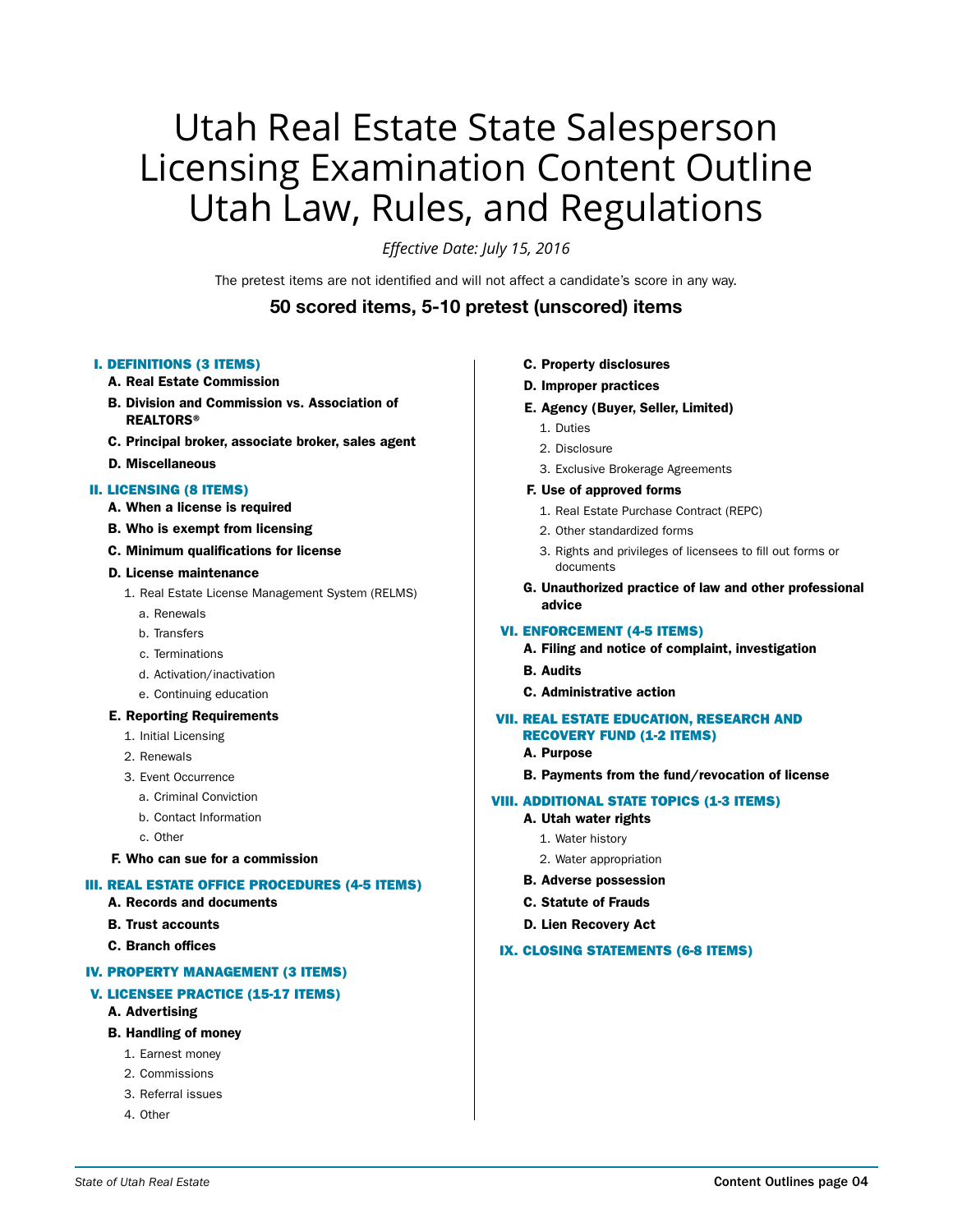# Utah Real Estate State Salesperson Licensing Examination Content Outline Utah Law, Rules, and Regulations

*Effective Date: July 15, 2016*

The pretest items are not identified and will not affect a candidate's score in any way.

**50 scored items, 5-10 pretest (unscored) items**

### I. DEFINITIONS (3 ITEMS)

- **A. Real Estate Commission**
- **B. Division and Commission vs. Association of REALTORS®**
- **C. Principal broker, associate broker, sales agent**
- **D. Miscellaneous**

### II. LICENSING (8 ITEMS)

- **A. When a license is required**
- **B. Who is exempt from licensing**
- **C. Minimum qualifications for license**
- **D. License maintenance**
  1. Real Estate License Management System (RELMS)
     - a. Renewals
     - b. Transfers
     - c. Terminations
     - d. Activation/inactivation
     - e. Continuing education
- **E. Reporting Requirements**
  1. Initial Licensing
  2. Renewals
  3. Event Occurrence
     - a. Criminal Conviction
     - b. Contact Information
     - c. Other
- **F. Who can sue for a commission**

### III. REAL ESTATE OFFICE PROCEDURES (4-5 ITEMS)

- **A. Records and documents**
- **B. Trust accounts**
- **C. Branch offices**

### IV. PROPERTY MANAGEMENT (3 ITEMS)

### V. LICENSEE PRACTICE (15-17 ITEMS)

- **A. Advertising**
- **B. Handling of money**
  1. Earnest money
  2. Commissions
  3. Referral issues
  4. Other
- **C. Property disclosures**
- **D. Improper practices**
- **E. Agency (Buyer, Seller, Limited)**
  1. Duties
  2. Disclosure
  3. Exclusive Brokerage Agreements
- **F. Use of approved forms**
  1. Real Estate Purchase Contract (REPC)
  2. Other standardized forms
  3. Rights and privileges of licensees to fill out forms or documents
- **G. Unauthorized practice of law and other professional advice**

### VI. ENFORCEMENT (4-5 ITEMS)

- **A. Filing and notice of complaint, investigation**
- **B. Audits**
- **C. Administrative action**

### VII. REAL ESTATE EDUCATION, RESEARCH AND RECOVERY FUND (1-2 ITEMS)

- **A. Purpose**
- **B. Payments from the fund/revocation of license**

### VIII. ADDITIONAL STATE TOPICS (1-3 ITEMS)

- **A. Utah water rights**
  1. Water history
  2. Water appropriation
- **B. Adverse possession**
- **C. Statute of Frauds**
- **D. Lien Recovery Act**

### IX. CLOSING STATEMENTS (6-8 ITEMS)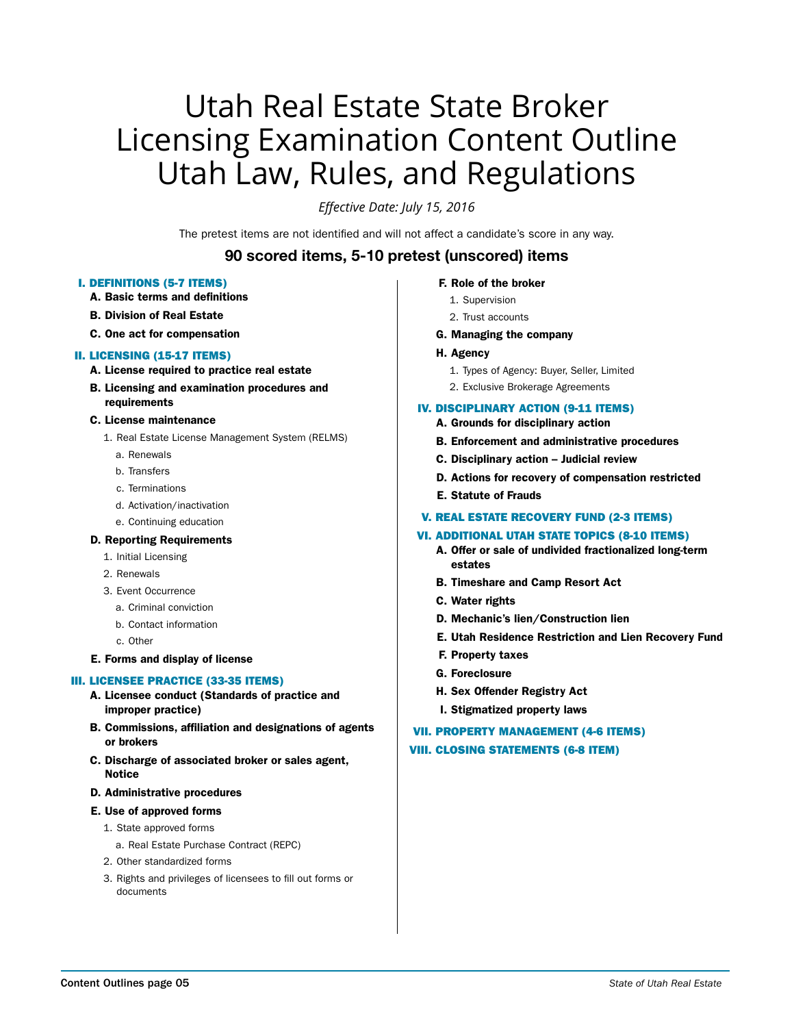# Utah Real Estate State Broker Licensing Examination Content Outline Utah Law, Rules, and Regulations

*Effective Date: July 15, 2016*

The pretest items are not identified and will not affect a candidate's score in any way.

## 90 scored items, 5-10 pretest (unscored) items

### I. DEFINITIONS (5-7 ITEMS)

- **A. Basic terms and definitions**
- **B. Division of Real Estate**
- **C. One act for compensation**

### II. LICENSING (15-17 ITEMS)

- **A. License required to practice real estate**
- **B. Licensing and examination procedures and requirements**
- **C. License maintenance**
  1. Real Estate License Management System (RELMS)
     - a. Renewals
     - b. Transfers
     - c. Terminations
     - d. Activation/inactivation
     - e. Continuing education
- **D. Reporting Requirements**
  1. Initial Licensing
  2. Renewals
  3. Event Occurrence
     - a. Criminal conviction
     - b. Contact information
     - c. Other
- **E. Forms and display of license**

### III. LICENSEE PRACTICE (33-35 ITEMS)

- **A. Licensee conduct (Standards of practice and improper practice)**
- **B. Commissions, affiliation and designations of agents or brokers**
- **C. Discharge of associated broker or sales agent, Notice**
- **D. Administrative procedures**
- **E. Use of approved forms**
  1. State approved forms
     - a. Real Estate Purchase Contract (REPC)
  2. Other standardized forms
  3. Rights and privileges of licensees to fill out forms or documents
- **F. Role of the broker**
  1. Supervision
  2. Trust accounts
- **G. Managing the company**
- **H. Agency**
  1. Types of Agency: Buyer, Seller, Limited
  2. Exclusive Brokerage Agreements

### IV. DISCIPLINARY ACTION (9-11 ITEMS)

- **A. Grounds for disciplinary action**
- **B. Enforcement and administrative procedures**
- **C. Disciplinary action – Judicial review**
- **D. Actions for recovery of compensation restricted**
- **E. Statute of Frauds**

### V. REAL ESTATE RECOVERY FUND (2-3 ITEMS)

### VI. ADDITIONAL UTAH STATE TOPICS (8-10 ITEMS)

- **A. Offer or sale of undivided fractionalized long-term estates**
- **B. Timeshare and Camp Resort Act**
- **C. Water rights**
- **D. Mechanic's lien/Construction lien**
- **E. Utah Residence Restriction and Lien Recovery Fund**
- **F. Property taxes**
- **G. Foreclosure**
- **H. Sex Offender Registry Act**
- **I. Stigmatized property laws**

### VII. PROPERTY MANAGEMENT (4-6 ITEMS)

### VIII. CLOSING STATEMENTS (6-8 ITEM)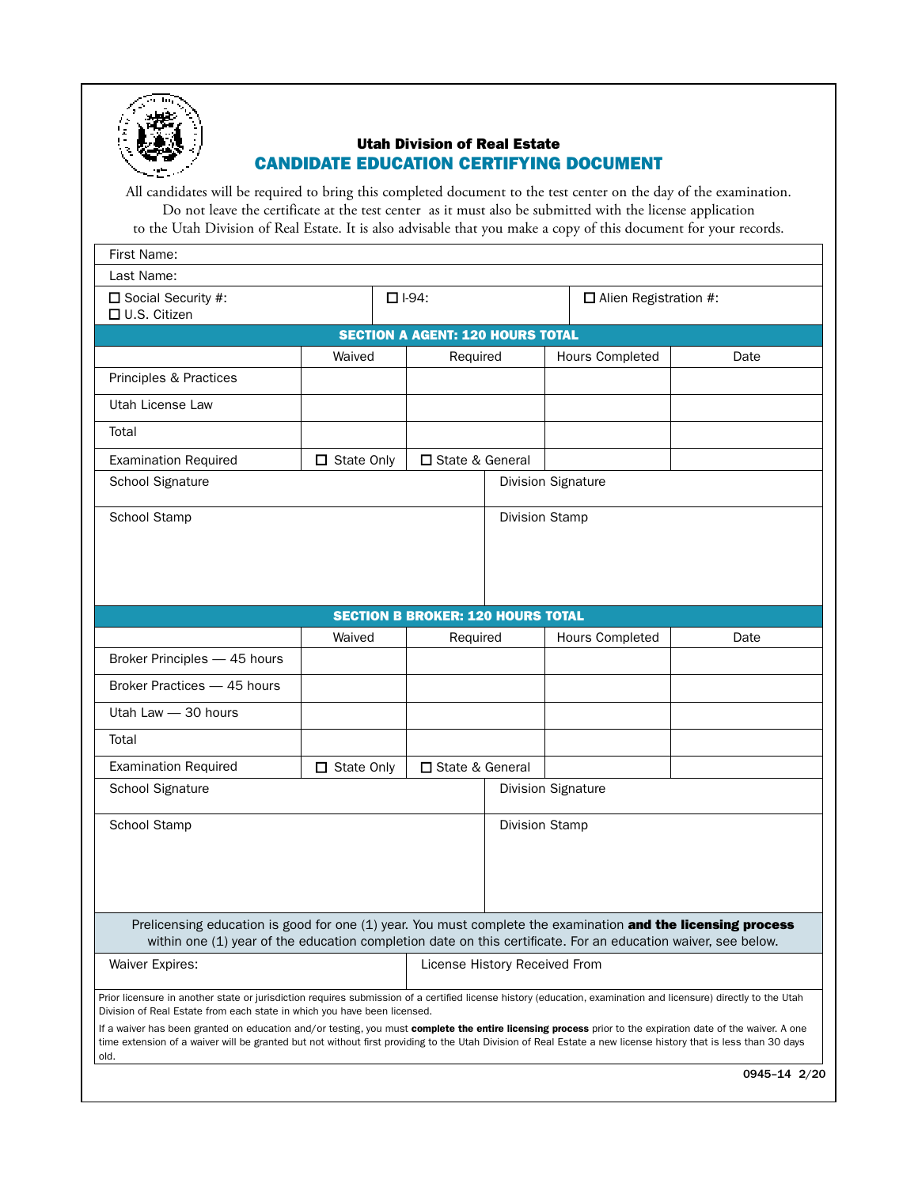## Utah Division of Real Estate

# CANDIDATE EDUCATION CERTIFYING DOCUMENT

All candidates will be required to bring this completed document to the test center on the day of the examination. Do not leave the certificate at the test center as it must also be submitted with the license application to the Utah Division of Real Estate. It is also advisable that you make a copy of this document for your records.

| First Name: | | |
|---|---|---|
| Last Name: | | |
| ☐ Social Security #:<br>☐ U.S. Citizen | ☐ I-94: | ☐ Alien Registration #: |

**SECTION A AGENT: 120 HOURS TOTAL**

| | Waived | Required | Hours Completed | Date |
|---|---|---|---|---|
| Principles & Practices | | | | |
| Utah License Law | | | | |
| Total | | | | |
| Examination Required | ☐ State Only | ☐ State & General | | |

| School Signature | Division Signature |
|---|---|
| School Stamp | Division Stamp |

**SECTION B BROKER: 120 HOURS TOTAL**

| | Waived | Required | Hours Completed | Date |
|---|---|---|---|---|
| Broker Principles — 45 hours | | | | |
| Broker Practices — 45 hours | | | | |
| Utah Law — 30 hours | | | | |
| Total | | | | |
| Examination Required | ☐ State Only | ☐ State & General | | |

| School Signature | Division Signature |
|---|---|
| School Stamp | Division Stamp |

Prelicensing education is good for one (1) year. You must complete the examination **and the licensing process** within one (1) year of the education completion date on this certificate. For an education waiver, see below.

| Waiver Expires: | License History Received From |
|---|---|

Prior licensure in another state or jurisdiction requires submission of a certified license history (education, examination and licensure) directly to the Utah Division of Real Estate from each state in which you have been licensed.

If a waiver has been granted on education and/or testing, you must **complete the entire licensing process** prior to the expiration date of the waiver. A one time extension of a waiver will be granted but not without first providing to the Utah Division of Real Estate a new license history that is less than 30 days old.

0945–14 2/20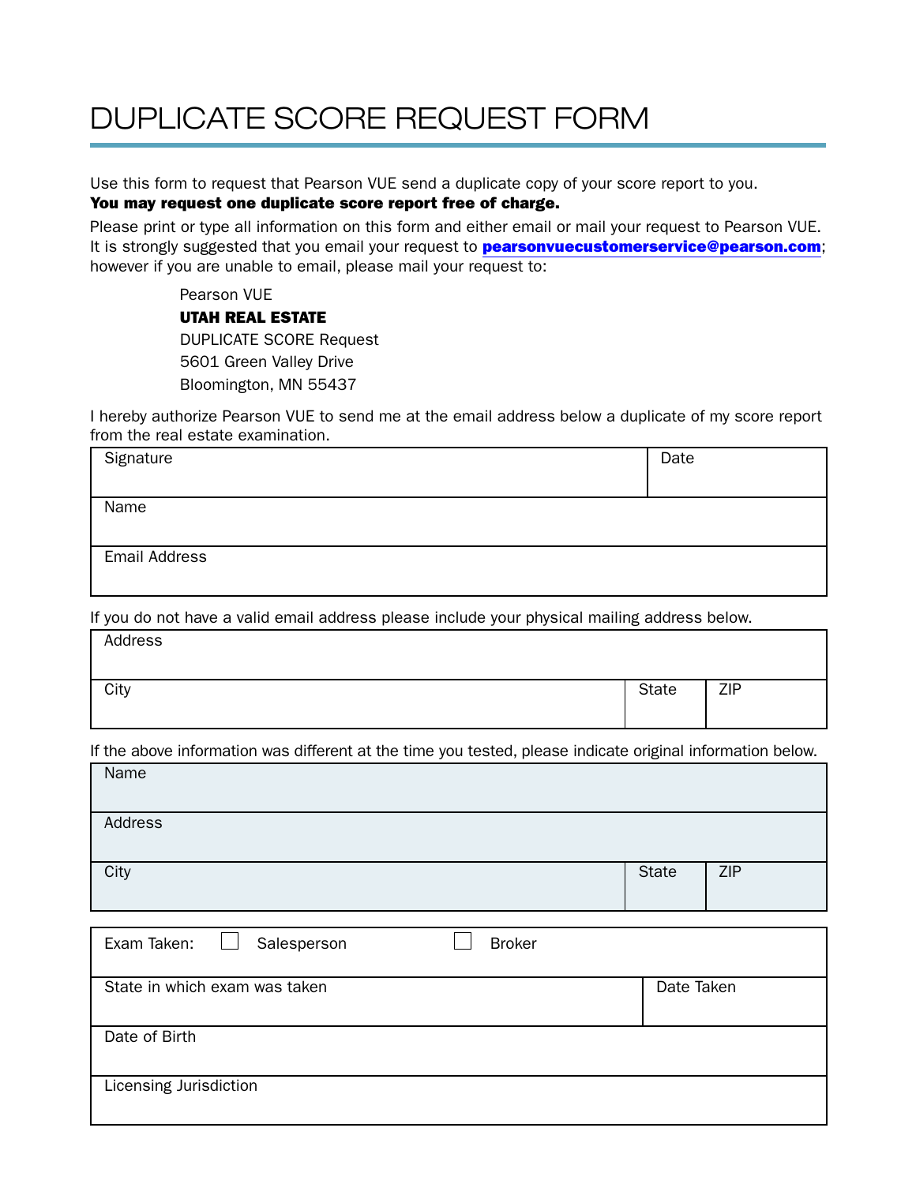# DUPLICATE SCORE REQUEST FORM

Use this form to request that Pearson VUE send a duplicate copy of your score report to you.
**You may request one duplicate score report free of charge.**

Please print or type all information on this form and either email or mail your request to Pearson VUE. It is strongly suggested that you email your request to **pearsonvuecustomerservice@pearson.com**; however if you are unable to email, please mail your request to:

> Pearson VUE
> **UTAH REAL ESTATE**
> DUPLICATE SCORE Request
> 5601 Green Valley Drive
> Bloomington, MN 55437

I hereby authorize Pearson VUE to send me at the email address below a duplicate of my score report from the real estate examination.

| Signature | Date |
|---|---|
| Name | |
| Email Address | |

If you do not have a valid email address please include your physical mailing address below.

| Address | | |
|---|---|---|
| City | State | ZIP |

If the above information was different at the time you tested, please indicate original information below.

| Name | | |
|---|---|---|
| Address | | |
| City | State | ZIP |

| Exam Taken: ☐ Salesperson ☐ Broker | |
|---|---|
| State in which exam was taken | Date Taken |
| Date of Birth | |
| Licensing Jurisdiction | |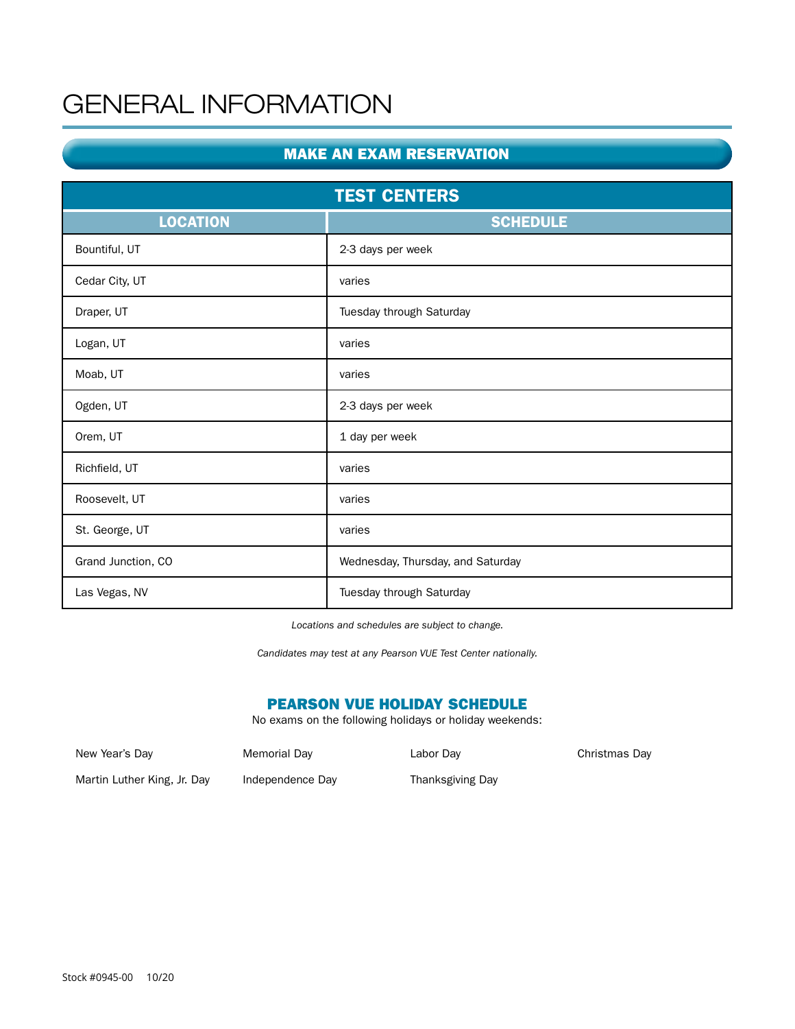# GENERAL INFORMATION

## MAKE AN EXAM RESERVATION

**TEST CENTERS**

| LOCATION | SCHEDULE |
|---|---|
| Bountiful, UT | 2-3 days per week |
| Cedar City, UT | varies |
| Draper, UT | Tuesday through Saturday |
| Logan, UT | varies |
| Moab, UT | varies |
| Ogden, UT | 2-3 days per week |
| Orem, UT | 1 day per week |
| Richfield, UT | varies |
| Roosevelt, UT | varies |
| St. George, UT | varies |
| Grand Junction, CO | Wednesday, Thursday, and Saturday |
| Las Vegas, NV | Tuesday through Saturday |

*Locations and schedules are subject to change.*

*Candidates may test at any Pearson VUE Test Center nationally.*

### PEARSON VUE HOLIDAY SCHEDULE

No exams on the following holidays or holiday weekends:

- New Year's Day
- Martin Luther King, Jr. Day
- Memorial Day
- Independence Day
- Labor Day
- Thanksgiving Day
- Christmas Day

Stock #0945-00 10/20